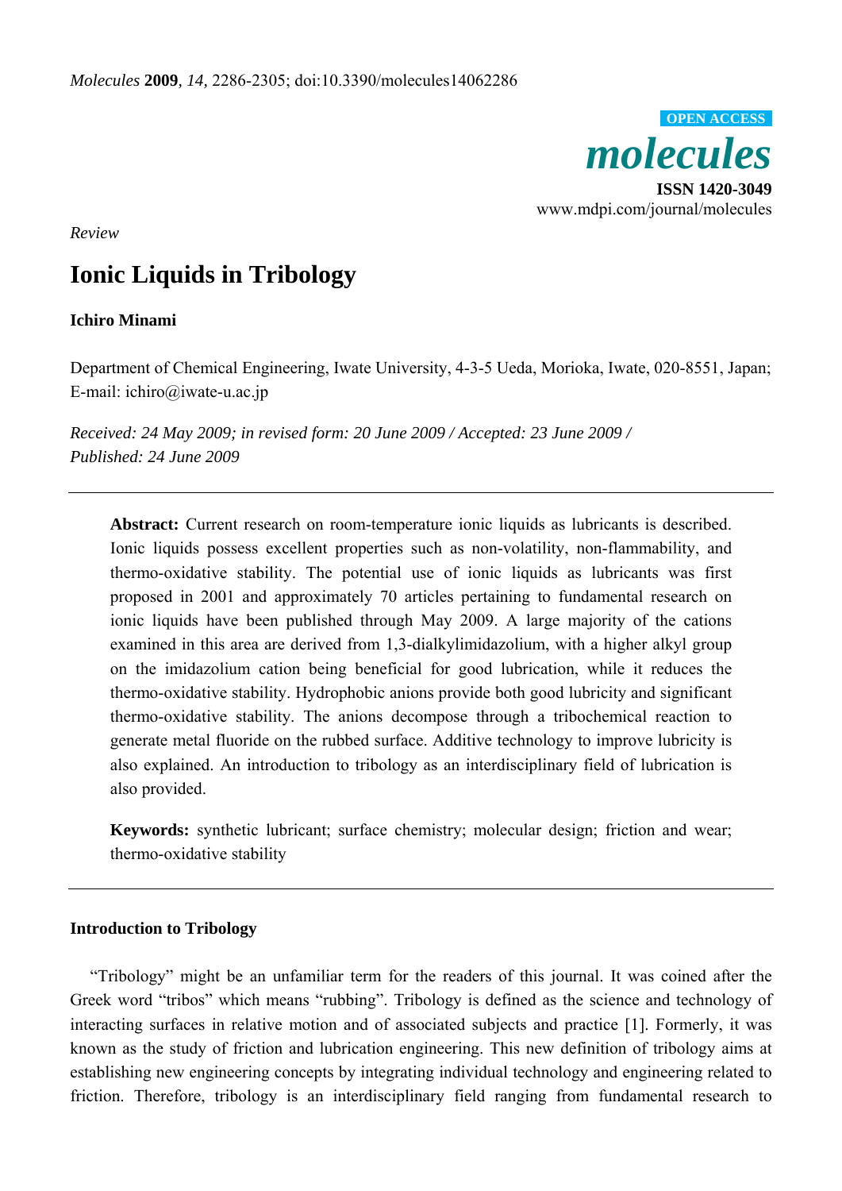*Review*

# Ionic Liquids in Tribology

**Ichiro Minami**

Department of Chemical Engineering, Iwate University, 4-3-5 Ueda, Morioka, Iwate, 020-8551, Japan; E-mail: ichiro@iwate-u.ac.jp

*Received: 24 May 2009; in revised form: 20 June 2009 / Accepted: 23 June 2009 / Published: 24 June 2009*

---

**Abstract:** Current research on room-temperature ionic liquids as lubricants is described. Ionic liquids possess excellent properties such as non-volatility, non-flammability, and thermo-oxidative stability. The potential use of ionic liquids as lubricants was first proposed in 2001 and approximately 70 articles pertaining to fundamental research on ionic liquids have been published through May 2009. A large majority of the cations examined in this area are derived from 1,3-dialkylimidazolium, with a higher alkyl group on the imidazolium cation being beneficial for good lubrication, while it reduces the thermo-oxidative stability. Hydrophobic anions provide both good lubricity and significant thermo-oxidative stability. The anions decompose through a tribochemical reaction to generate metal fluoride on the rubbed surface. Additive technology to improve lubricity is also explained. An introduction to tribology as an interdisciplinary field of lubrication is also provided.

**Keywords:** synthetic lubricant; surface chemistry; molecular design; friction and wear; thermo-oxidative stability

---

## Introduction to Tribology

"Tribology" might be an unfamiliar term for the readers of this journal. It was coined after the Greek word "tribos" which means "rubbing". Tribology is defined as the science and technology of interacting surfaces in relative motion and of associated subjects and practice [1]. Formerly, it was known as the study of friction and lubrication engineering. This new definition of tribology aims at establishing new engineering concepts by integrating individual technology and engineering related to friction. Therefore, tribology is an interdisciplinary field ranging from fundamental research to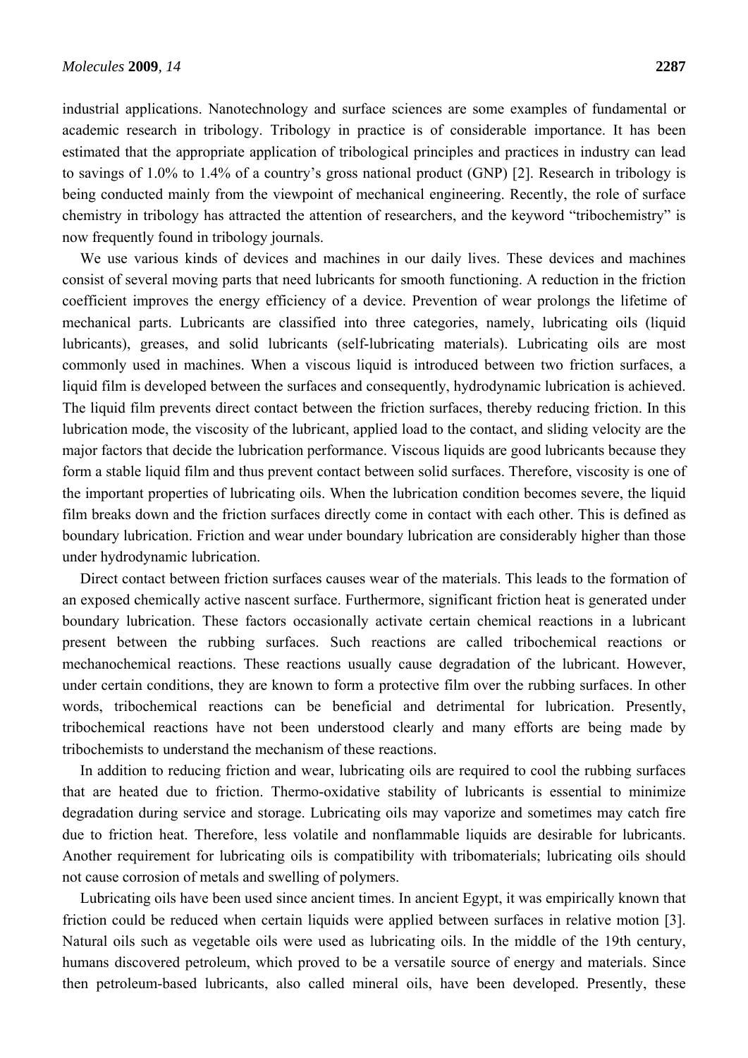industrial applications. Nanotechnology and surface sciences are some examples of fundamental or academic research in tribology. Tribology in practice is of considerable importance. It has been estimated that the appropriate application of tribological principles and practices in industry can lead to savings of 1.0% to 1.4% of a country's gross national product (GNP) [2]. Research in tribology is being conducted mainly from the viewpoint of mechanical engineering. Recently, the role of surface chemistry in tribology has attracted the attention of researchers, and the keyword "tribochemistry" is now frequently found in tribology journals.

We use various kinds of devices and machines in our daily lives. These devices and machines consist of several moving parts that need lubricants for smooth functioning. A reduction in the friction coefficient improves the energy efficiency of a device. Prevention of wear prolongs the lifetime of mechanical parts. Lubricants are classified into three categories, namely, lubricating oils (liquid lubricants), greases, and solid lubricants (self-lubricating materials). Lubricating oils are most commonly used in machines. When a viscous liquid is introduced between two friction surfaces, a liquid film is developed between the surfaces and consequently, hydrodynamic lubrication is achieved. The liquid film prevents direct contact between the friction surfaces, thereby reducing friction. In this lubrication mode, the viscosity of the lubricant, applied load to the contact, and sliding velocity are the major factors that decide the lubrication performance. Viscous liquids are good lubricants because they form a stable liquid film and thus prevent contact between solid surfaces. Therefore, viscosity is one of the important properties of lubricating oils. When the lubrication condition becomes severe, the liquid film breaks down and the friction surfaces directly come in contact with each other. This is defined as boundary lubrication. Friction and wear under boundary lubrication are considerably higher than those under hydrodynamic lubrication.

Direct contact between friction surfaces causes wear of the materials. This leads to the formation of an exposed chemically active nascent surface. Furthermore, significant friction heat is generated under boundary lubrication. These factors occasionally activate certain chemical reactions in a lubricant present between the rubbing surfaces. Such reactions are called tribochemical reactions or mechanochemical reactions. These reactions usually cause degradation of the lubricant. However, under certain conditions, they are known to form a protective film over the rubbing surfaces. In other words, tribochemical reactions can be beneficial and detrimental for lubrication. Presently, tribochemical reactions have not been understood clearly and many efforts are being made by tribochemists to understand the mechanism of these reactions.

In addition to reducing friction and wear, lubricating oils are required to cool the rubbing surfaces that are heated due to friction. Thermo-oxidative stability of lubricants is essential to minimize degradation during service and storage. Lubricating oils may vaporize and sometimes may catch fire due to friction heat. Therefore, less volatile and nonflammable liquids are desirable for lubricants. Another requirement for lubricating oils is compatibility with tribomaterials; lubricating oils should not cause corrosion of metals and swelling of polymers.

Lubricating oils have been used since ancient times. In ancient Egypt, it was empirically known that friction could be reduced when certain liquids were applied between surfaces in relative motion [3]. Natural oils such as vegetable oils were used as lubricating oils. In the middle of the 19th century, humans discovered petroleum, which proved to be a versatile source of energy and materials. Since then petroleum-based lubricants, also called mineral oils, have been developed. Presently, these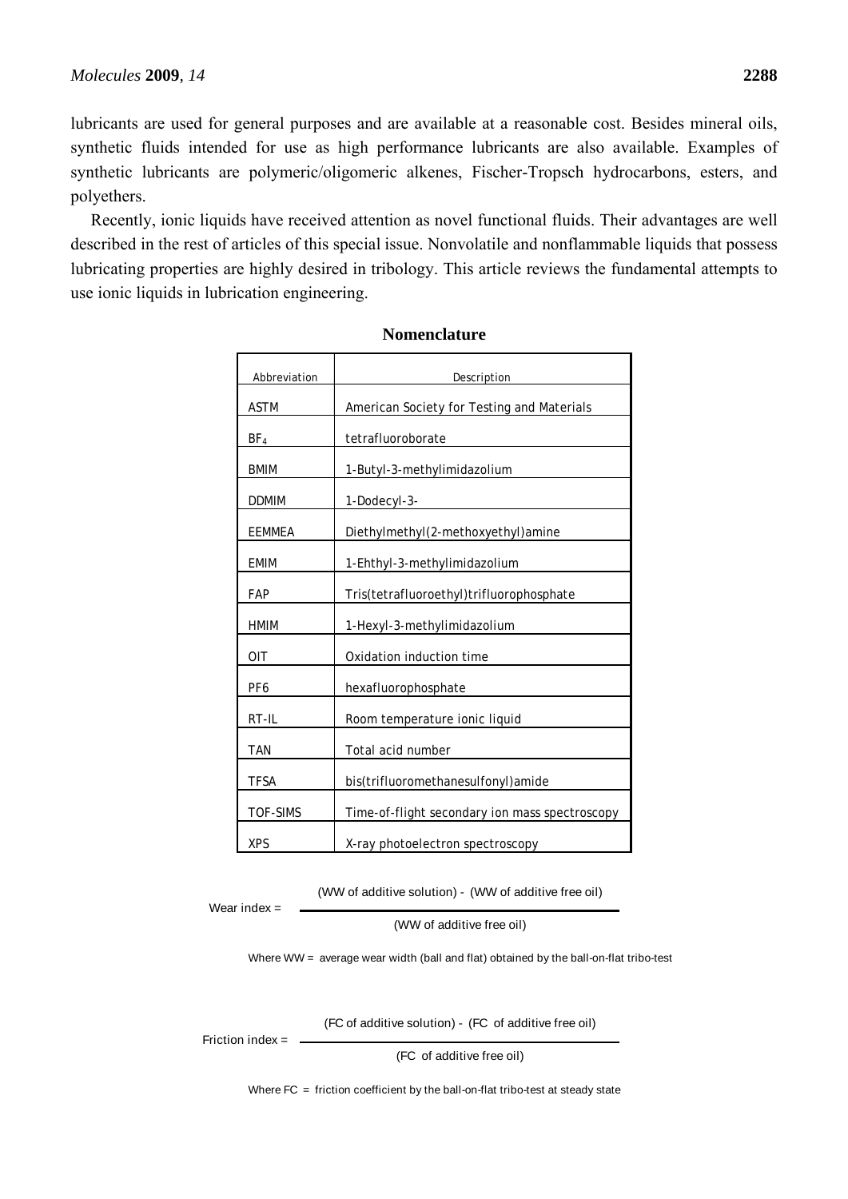lubricants are used for general purposes and are available at a reasonable cost. Besides mineral oils, synthetic fluids intended for use as high performance lubricants are also available. Examples of synthetic lubricants are polymeric/oligomeric alkenes, Fischer-Tropsch hydrocarbons, esters, and polyethers.

Recently, ionic liquids have received attention as novel functional fluids. Their advantages are well described in the rest of articles of this special issue. Nonvolatile and nonflammable liquids that possess lubricating properties are highly desired in tribology. This article reviews the fundamental attempts to use ionic liquids in lubrication engineering.

**Nomenclature**

| Abbreviation | Description |
|---|---|
| ASTM | American Society for Testing and Materials |
| $BF_4$ | tetrafluoroborate |
| BMIM | 1-Butyl-3-methylimidazolium |
| DDMIM | 1-Dodecyl-3- |
| EEMMEA | Diethylmethyl(2-methoxyethyl)amine |
| EMIM | 1-Ehthyl-3-methylimidazolium |
| FAP | Tris(tetrafluoroethyl)trifluorophosphate |
| HMIM | 1-Hexyl-3-methylimidazolium |
| OIT | Oxidation induction time |
| PF6 | hexafluorophosphate |
| RT-IL | Room temperature ionic liquid |
| TAN | Total acid number |
| TFSA | bis(trifluoromethanesulfonyl)amide |
| TOF-SIMS | Time-of-flight secondary ion mass spectroscopy |
| XPS | X-ray photoelectron spectroscopy |

$$\text{Wear index} = \frac{(\text{WW of additive solution}) - (\text{WW of additive free oil})}{(\text{WW of additive free oil})}$$

Where WW = average wear width (ball and flat) obtained by the ball-on-flat tribo-test

$$\text{Friction index} = \frac{(\text{FC of additive solution}) - (\text{FC of additive free oil})}{(\text{FC of additive free oil})}$$

Where FC = friction coefficient by the ball-on-flat tribo-test at steady state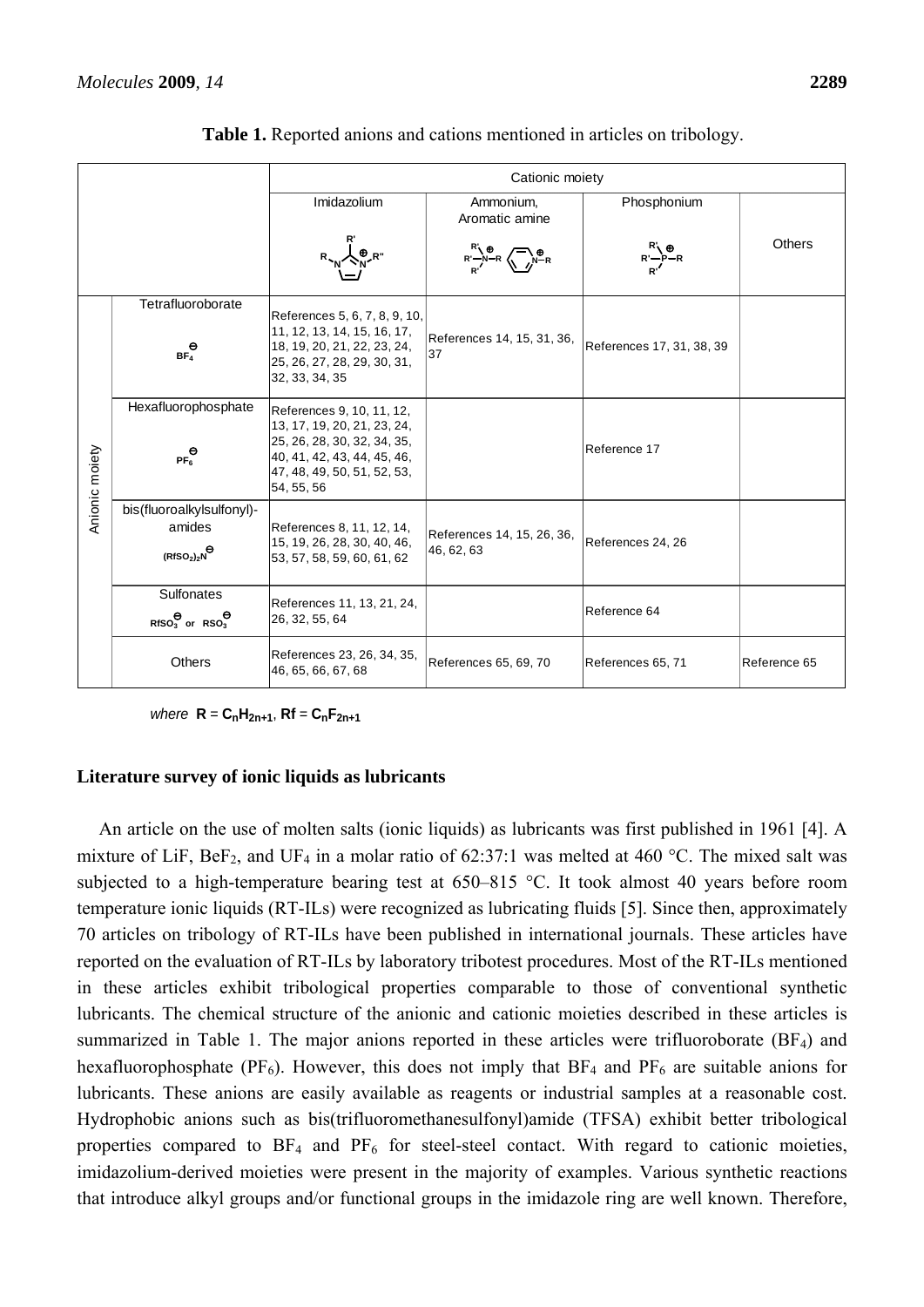**Table 1.** Reported anions and cations mentioned in articles on tribology.

| | | Cationic moiety | | | |
|---|---|---|---|---|---|
| | | Imidazolium | Ammonium, Aromatic amine | Phosphonium | Others |
| Anionic moiety | Tetrafluoroborate $BF_4^{\ominus}$ | References 5, 6, 7, 8, 9, 10, 11, 12, 13, 14, 15, 16, 17, 18, 19, 20, 21, 22, 23, 24, 25, 26, 27, 28, 29, 30, 31, 32, 33, 34, 35 | References 14, 15, 31, 36, 37 | References 17, 31, 38, 39 | |
| | Hexafluorophosphate $PF_6^{\ominus}$ | References 9, 10, 11, 12, 13, 17, 19, 20, 21, 23, 24, 25, 26, 28, 30, 32, 34, 35, 40, 41, 42, 43, 44, 45, 46, 47, 48, 49, 50, 51, 52, 53, 54, 55, 56 | | Reference 17 | |
| | bis(fluoroalkylsulfonyl)-amides $(RfSO_2)_2N^{\ominus}$ | References 8, 11, 12, 14, 15, 19, 26, 28, 30, 40, 46, 53, 57, 58, 59, 60, 61, 62 | References 14, 15, 26, 36, 46, 62, 63 | References 24, 26 | |
| | Sulfonates $RfSO_3^{\ominus}$ or $RSO_3^{\ominus}$ | References 11, 13, 21, 24, 26, 32, 55, 64 | | Reference 64 | |
| | Others | References 23, 26, 34, 35, 46, 65, 66, 67, 68 | References 65, 69, 70 | References 65, 71 | Reference 65 |

*where* $R = C_nH_{2n+1}$, $Rf = C_nF_{2n+1}$

**Literature survey of ionic liquids as lubricants**

An article on the use of molten salts (ionic liquids) as lubricants was first published in 1961 [4]. A mixture of LiF, $BeF_2$, and $UF_4$ in a molar ratio of 62:37:1 was melted at 460 °C. The mixed salt was subjected to a high-temperature bearing test at 650–815 °C. It took almost 40 years before room temperature ionic liquids (RT-ILs) were recognized as lubricating fluids [5]. Since then, approximately 70 articles on tribology of RT-ILs have been published in international journals. These articles have reported on the evaluation of RT-ILs by laboratory tribotest procedures. Most of the RT-ILs mentioned in these articles exhibit tribological properties comparable to those of conventional synthetic lubricants. The chemical structure of the anionic and cationic moieties described in these articles is summarized in Table 1. The major anions reported in these articles were trifluoroborate ($BF_4$) and hexafluorophosphate ($PF_6$). However, this does not imply that $BF_4$ and $PF_6$ are suitable anions for lubricants. These anions are easily available as reagents or industrial samples at a reasonable cost. Hydrophobic anions such as bis(trifluoromethanesulfonyl)amide (TFSA) exhibit better tribological properties compared to $BF_4$ and $PF_6$ for steel-steel contact. With regard to cationic moieties, imidazolium-derived moieties were present in the majority of examples. Various synthetic reactions that introduce alkyl groups and/or functional groups in the imidazole ring are well known. Therefore,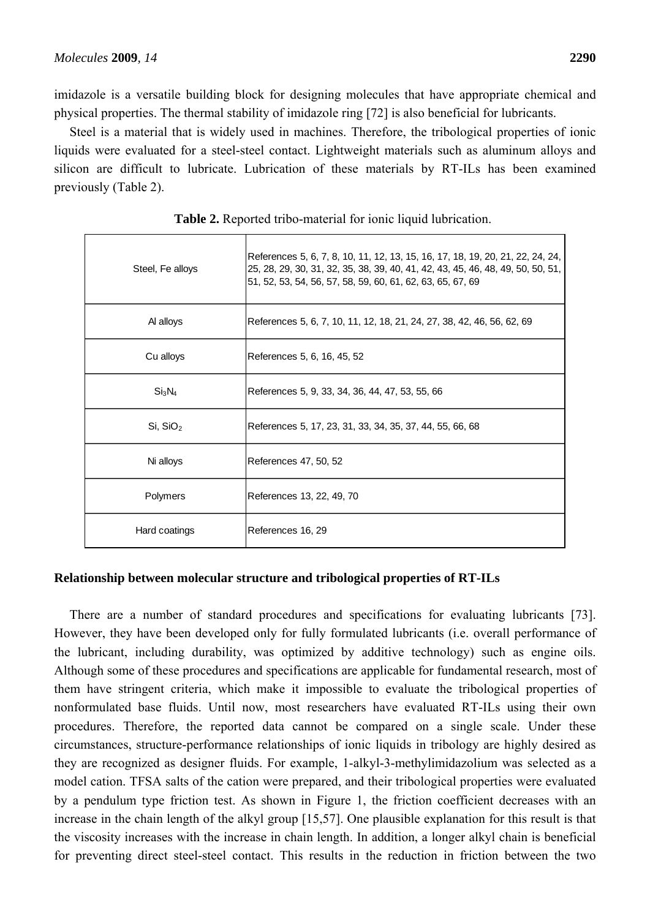imidazole is a versatile building block for designing molecules that have appropriate chemical and physical properties. The thermal stability of imidazole ring [72] is also beneficial for lubricants.

Steel is a material that is widely used in machines. Therefore, the tribological properties of ionic liquids were evaluated for a steel-steel contact. Lightweight materials such as aluminum alloys and silicon are difficult to lubricate. Lubrication of these materials by RT-ILs has been examined previously (Table 2).

**Table 2.** Reported tribo-material for ionic liquid lubrication.

| | |
|---|---|
| Steel, Fe alloys | References 5, 6, 7, 8, 10, 11, 12, 13, 15, 16, 17, 18, 19, 20, 21, 22, 24, 24, 25, 28, 29, 30, 31, 32, 35, 38, 39, 40, 41, 42, 43, 45, 46, 48, 49, 50, 50, 51, 51, 52, 53, 54, 56, 57, 58, 59, 60, 61, 62, 63, 65, 67, 69 |
| Al alloys | References 5, 6, 7, 10, 11, 12, 18, 21, 24, 27, 38, 42, 46, 56, 62, 69 |
| Cu alloys | References 5, 6, 16, 45, 52 |
| $Si_3N_4$ | References 5, 9, 33, 34, 36, 44, 47, 53, 55, 66 |
| Si, $SiO_2$ | References 5, 17, 23, 31, 33, 34, 35, 37, 44, 55, 66, 68 |
| Ni alloys | References 47, 50, 52 |
| Polymers | References 13, 22, 49, 70 |
| Hard coatings | References 16, 29 |

### Relationship between molecular structure and tribological properties of RT-ILs

There are a number of standard procedures and specifications for evaluating lubricants [73]. However, they have been developed only for fully formulated lubricants (i.e. overall performance of the lubricant, including durability, was optimized by additive technology) such as engine oils. Although some of these procedures and specifications are applicable for fundamental research, most of them have stringent criteria, which make it impossible to evaluate the tribological properties of nonformulated base fluids. Until now, most researchers have evaluated RT-ILs using their own procedures. Therefore, the reported data cannot be compared on a single scale. Under these circumstances, structure-performance relationships of ionic liquids in tribology are highly desired as they are recognized as designer fluids. For example, 1-alkyl-3-methylimidazolium was selected as a model cation. TFSA salts of the cation were prepared, and their tribological properties were evaluated by a pendulum type friction test. As shown in Figure 1, the friction coefficient decreases with an increase in the chain length of the alkyl group [15,57]. One plausible explanation for this result is that the viscosity increases with the increase in chain length. In addition, a longer alkyl chain is beneficial for preventing direct steel-steel contact. This results in the reduction in friction between the two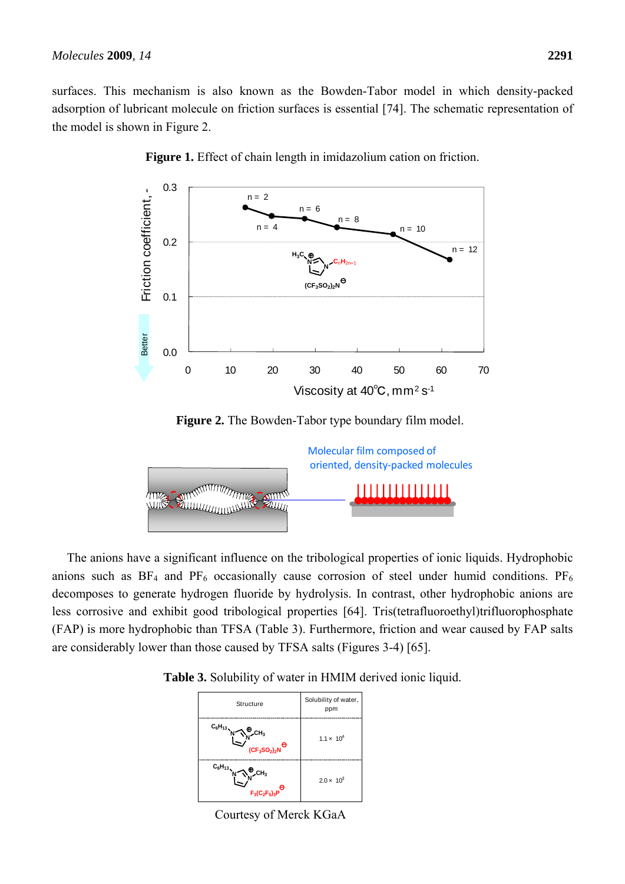surfaces. This mechanism is also known as the Bowden-Tabor model in which density-packed adsorption of lubricant molecule on friction surfaces is essential [74]. The schematic representation of the model is shown in Figure 2.

**Figure 1.** Effect of chain length in imidazolium cation on friction.

**Figure 2.** The Bowden-Tabor type boundary film model.

The anions have a significant influence on the tribological properties of ionic liquids. Hydrophobic anions such as $BF_4$ and $PF_6$ occasionally cause corrosion of steel under humid conditions. $PF_6$ decomposes to generate hydrogen fluoride by hydrolysis. In contrast, other hydrophobic anions are less corrosive and exhibit good tribological properties [64]. Tris(tetrafluoroethyl)trifluorophosphate (FAP) is more hydrophobic than TFSA (Table 3). Furthermore, friction and wear caused by FAP salts are considerably lower than those caused by TFSA salts (Figures 3-4) [65].

**Table 3.** Solubility of water in HMIM derived ionic liquid.

| Structure | Solubility of water, ppm |
|---|---|
| $C_6H_{13}$-imidazolium-$CH_3$ $(CF_3SO_2)_2N^{\ominus}$ | $1.1 \times 10^4$ |
| $C_6H_{13}$-imidazolium-$CH_3$ $F_3(C_2F_5)_3P^{\ominus}$ | $2.0 \times 10^3$ |

Courtesy of Merck KGaA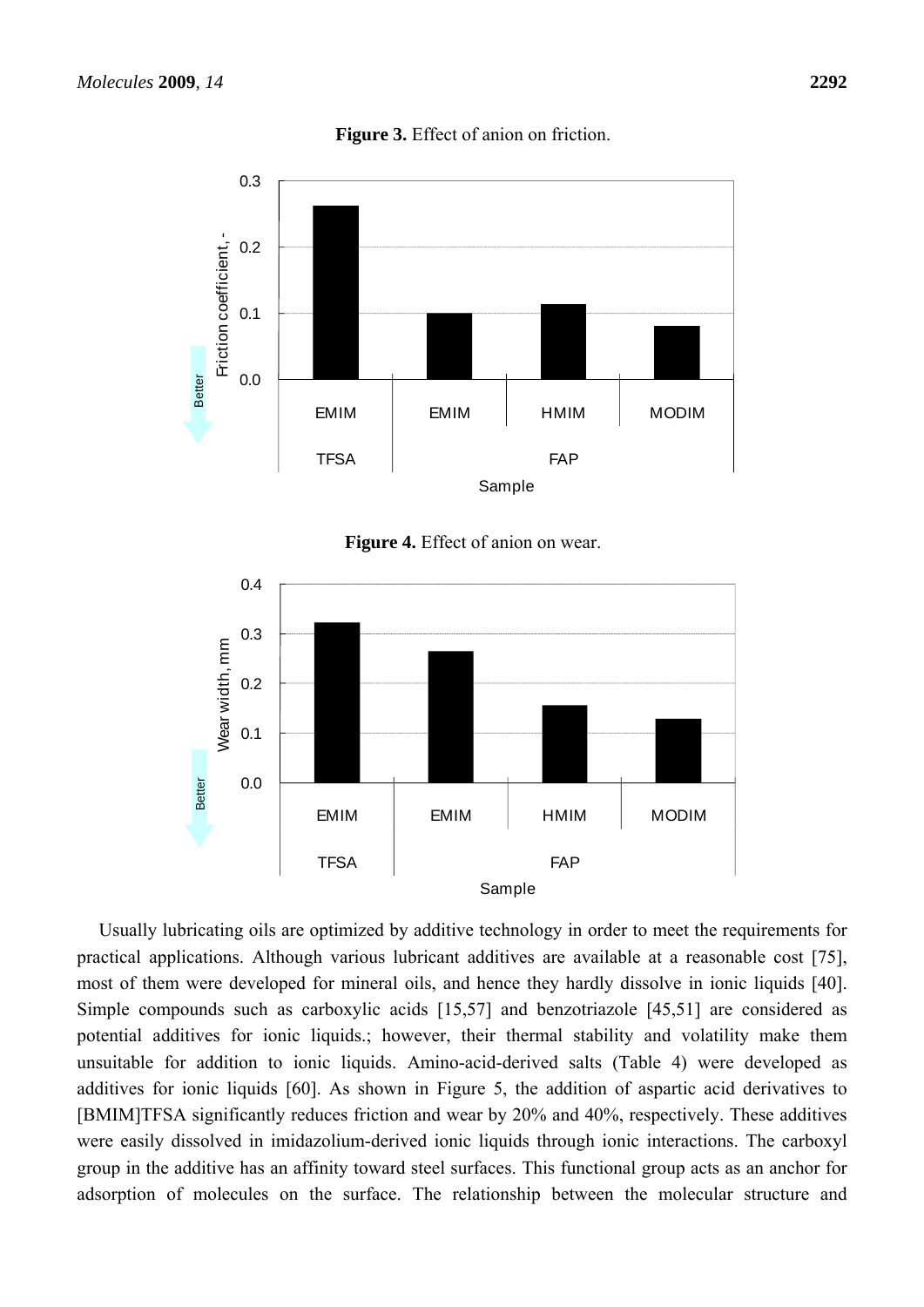**Figure 3.** Effect of anion on friction.

**Figure 4.** Effect of anion on wear.

Usually lubricating oils are optimized by additive technology in order to meet the requirements for practical applications. Although various lubricant additives are available at a reasonable cost [75], most of them were developed for mineral oils, and hence they hardly dissolve in ionic liquids [40]. Simple compounds such as carboxylic acids [15,57] and benzotriazole [45,51] are considered as potential additives for ionic liquids.; however, their thermal stability and volatility make them unsuitable for addition to ionic liquids. Amino-acid-derived salts (Table 4) were developed as additives for ionic liquids [60]. As shown in Figure 5, the addition of aspartic acid derivatives to [BMIM]TFSA significantly reduces friction and wear by 20% and 40%, respectively. These additives were easily dissolved in imidazolium-derived ionic liquids through ionic interactions. The carboxyl group in the additive has an affinity toward steel surfaces. This functional group acts as an anchor for adsorption of molecules on the surface. The relationship between the molecular structure and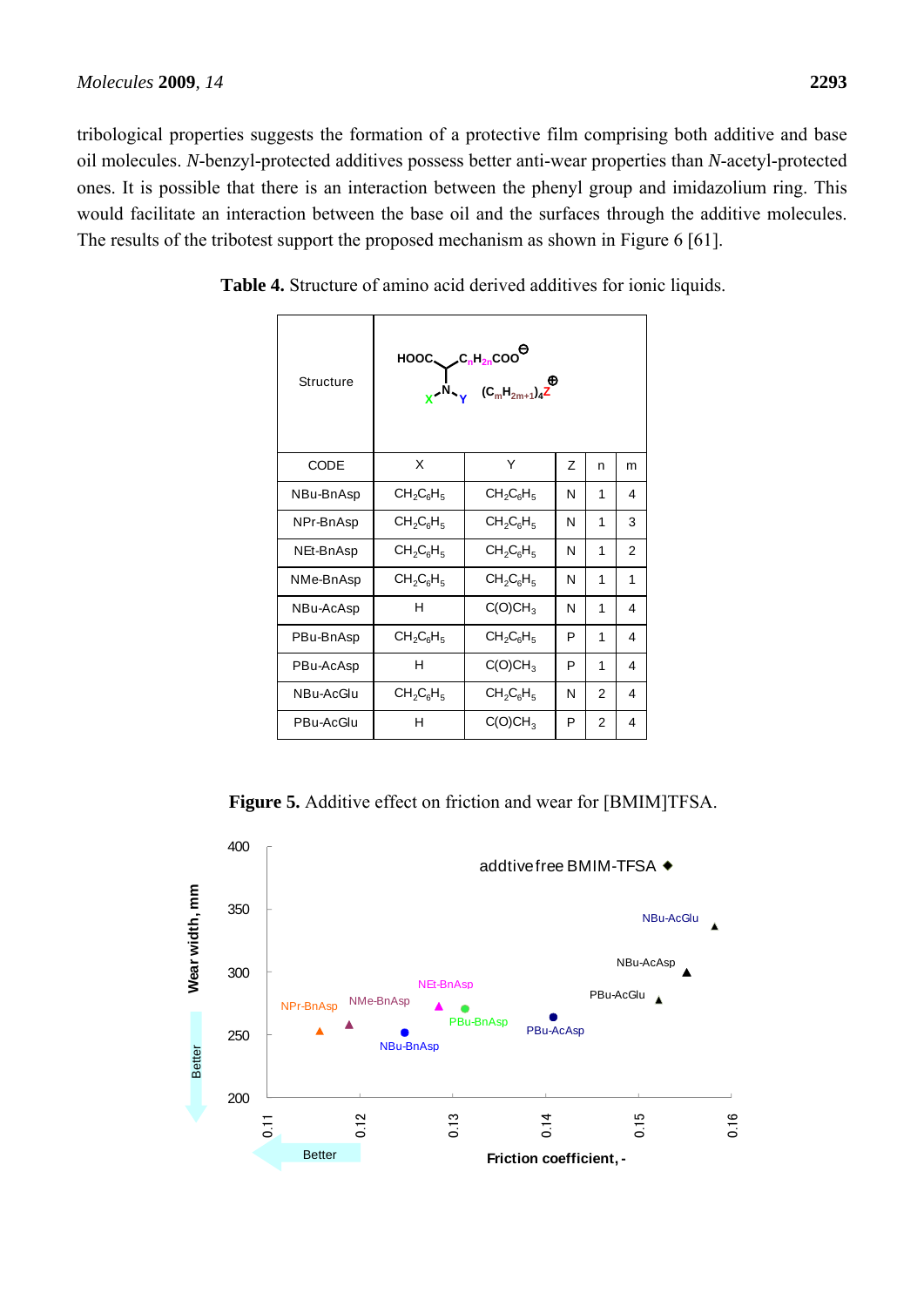tribological properties suggests the formation of a protective film comprising both additive and base oil molecules. *N*-benzyl-protected additives possess better anti-wear properties than *N*-acetyl-protected ones. It is possible that there is an interaction between the phenyl group and imidazolium ring. This would facilitate an interaction between the base oil and the surfaces through the additive molecules. The results of the tribotest support the proposed mechanism as shown in Figure 6 [61].

**Table 4.** Structure of amino acid derived additives for ionic liquids.

| CODE | X | Y | Z | n | m |
|---|---|---|---|---|---|
| NBu-BnAsp | $CH_2C_6H_5$ | $CH_2C_6H_5$ | N | 1 | 4 |
| NPr-BnAsp | $CH_2C_6H_5$ | $CH_2C_6H_5$ | N | 1 | 3 |
| NEt-BnAsp | $CH_2C_6H_5$ | $CH_2C_6H_5$ | N | 1 | 2 |
| NMe-BnAsp | $CH_2C_6H_5$ | $CH_2C_6H_5$ | N | 1 | 1 |
| NBu-AcAsp | H | $C(O)CH_3$ | N | 1 | 4 |
| PBu-BnAsp | $CH_2C_6H_5$ | $CH_2C_6H_5$ | P | 1 | 4 |
| PBu-AcAsp | H | $C(O)CH_3$ | P | 1 | 4 |
| NBu-AcGlu | $CH_2C_6H_5$ | $CH_2C_6H_5$ | N | 2 | 4 |
| PBu-AcGlu | H | $C(O)CH_3$ | P | 2 | 4 |

**Figure 5.** Additive effect on friction and wear for [BMIM]TFSA.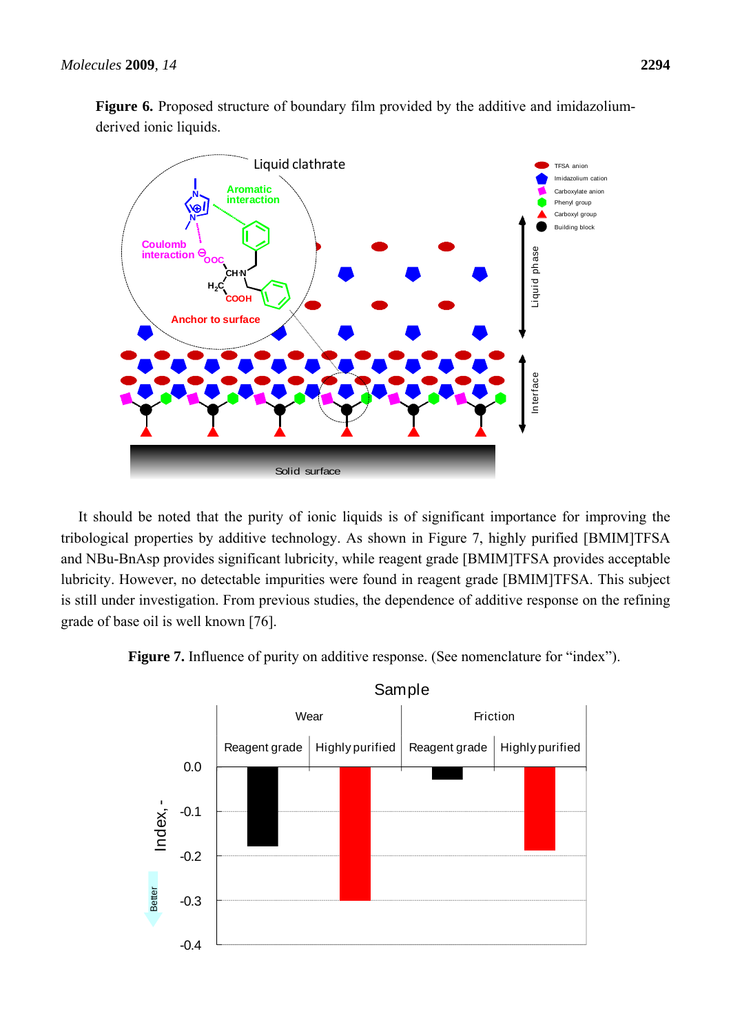**Figure 6.** Proposed structure of boundary film provided by the additive and imidazolium-derived ionic liquids.

It should be noted that the purity of ionic liquids is of significant importance for improving the tribological properties by additive technology. As shown in Figure 7, highly purified [BMIM]TFSA and NBu-BnAsp provides significant lubricity, while reagent grade [BMIM]TFSA provides acceptable lubricity. However, no detectable impurities were found in reagent grade [BMIM]TFSA. This subject is still under investigation. From previous studies, the dependence of additive response on the refining grade of base oil is well known [76].

**Figure 7.** Influence of purity on additive response. (See nomenclature for "index").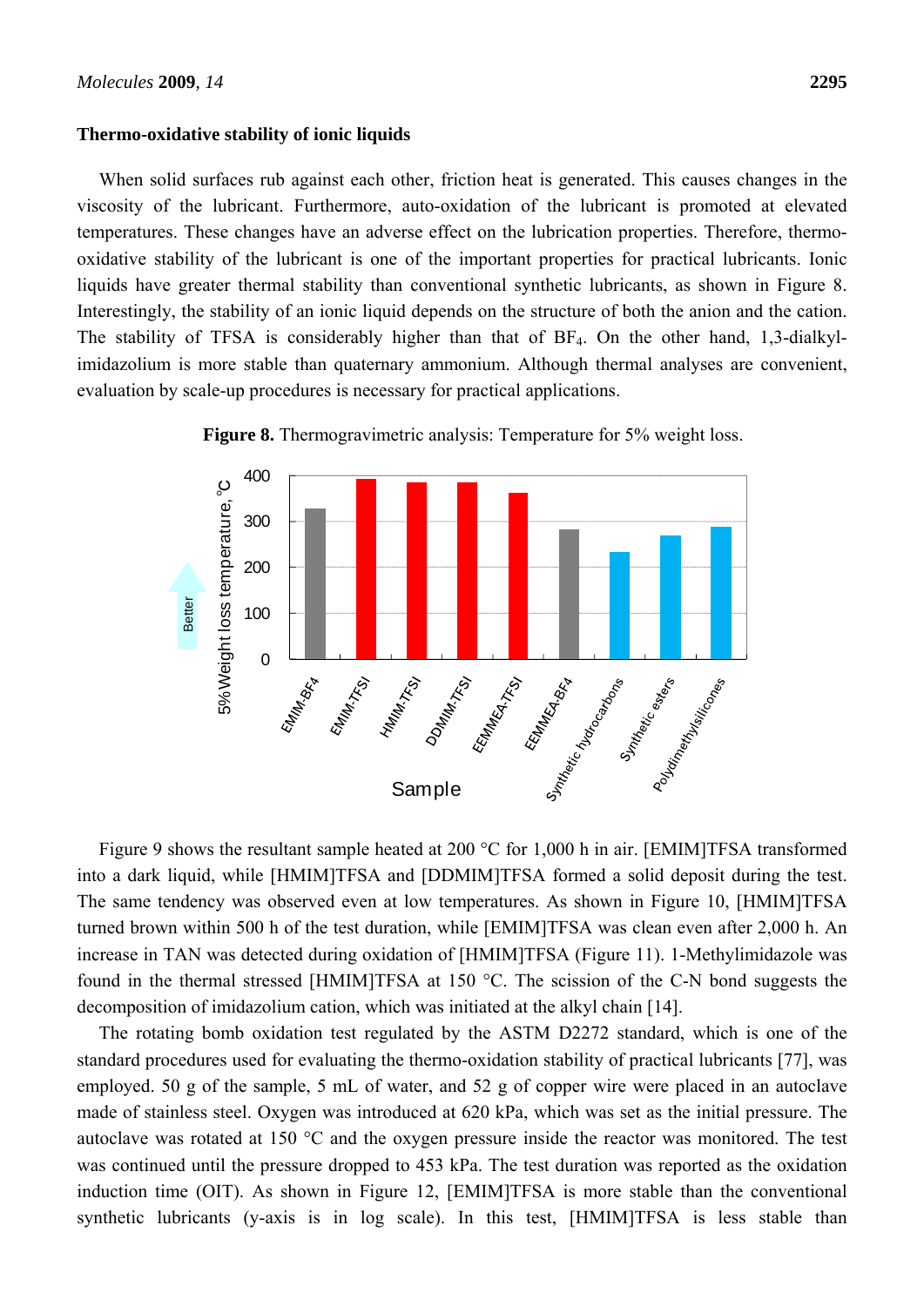**Thermo-oxidative stability of ionic liquids**

When solid surfaces rub against each other, friction heat is generated. This causes changes in the viscosity of the lubricant. Furthermore, auto-oxidation of the lubricant is promoted at elevated temperatures. These changes have an adverse effect on the lubrication properties. Therefore, thermo-oxidative stability of the lubricant is one of the important properties for practical lubricants. Ionic liquids have greater thermal stability than conventional synthetic lubricants, as shown in Figure 8. Interestingly, the stability of an ionic liquid depends on the structure of both the anion and the cation. The stability of TFSA is considerably higher than that of $BF_4$. On the other hand, 1,3-dialkyl-imidazolium is more stable than quaternary ammonium. Although thermal analyses are convenient, evaluation by scale-up procedures is necessary for practical applications.

**Figure 8.** Thermogravimetric analysis: Temperature for 5% weight loss.

Figure 9 shows the resultant sample heated at 200 °C for 1,000 h in air. [EMIM]TFSA transformed into a dark liquid, while [HMIM]TFSA and [DDMIM]TFSA formed a solid deposit during the test. The same tendency was observed even at low temperatures. As shown in Figure 10, [HMIM]TFSA turned brown within 500 h of the test duration, while [EMIM]TFSA was clean even after 2,000 h. An increase in TAN was detected during oxidation of [HMIM]TFSA (Figure 11). 1-Methylimidazole was found in the thermal stressed [HMIM]TFSA at 150 °C. The scission of the C-N bond suggests the decomposition of imidazolium cation, which was initiated at the alkyl chain [14].

The rotating bomb oxidation test regulated by the ASTM D2272 standard, which is one of the standard procedures used for evaluating the thermo-oxidation stability of practical lubricants [77], was employed. 50 g of the sample, 5 mL of water, and 52 g of copper wire were placed in an autoclave made of stainless steel. Oxygen was introduced at 620 kPa, which was set as the initial pressure. The autoclave was rotated at 150 °C and the oxygen pressure inside the reactor was monitored. The test was continued until the pressure dropped to 453 kPa. The test duration was reported as the oxidation induction time (OIT). As shown in Figure 12, [EMIM]TFSA is more stable than the conventional synthetic lubricants (y-axis is in log scale). In this test, [HMIM]TFSA is less stable than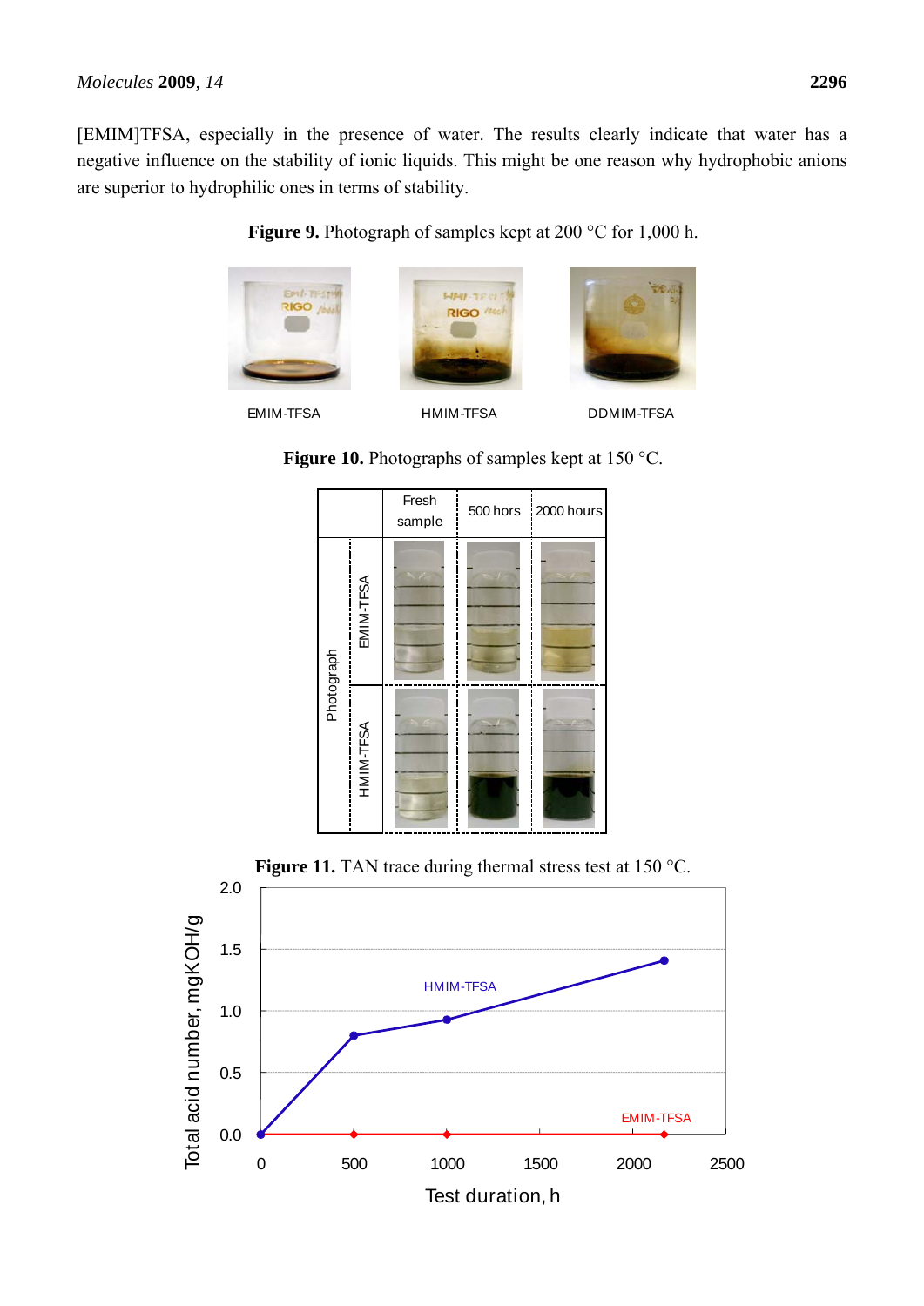[EMIM]TFSA, especially in the presence of water. The results clearly indicate that water has a negative influence on the stability of ionic liquids. This might be one reason why hydrophobic anions are superior to hydrophilic ones in terms of stability.

**Figure 9.** Photograph of samples kept at 200 °C for 1,000 h.

EMIM-TFSA HMIM-TFSA DDMIM-TFSA

**Figure 10.** Photographs of samples kept at 150 °C.

**Figure 11.** TAN trace during thermal stress test at 150 °C.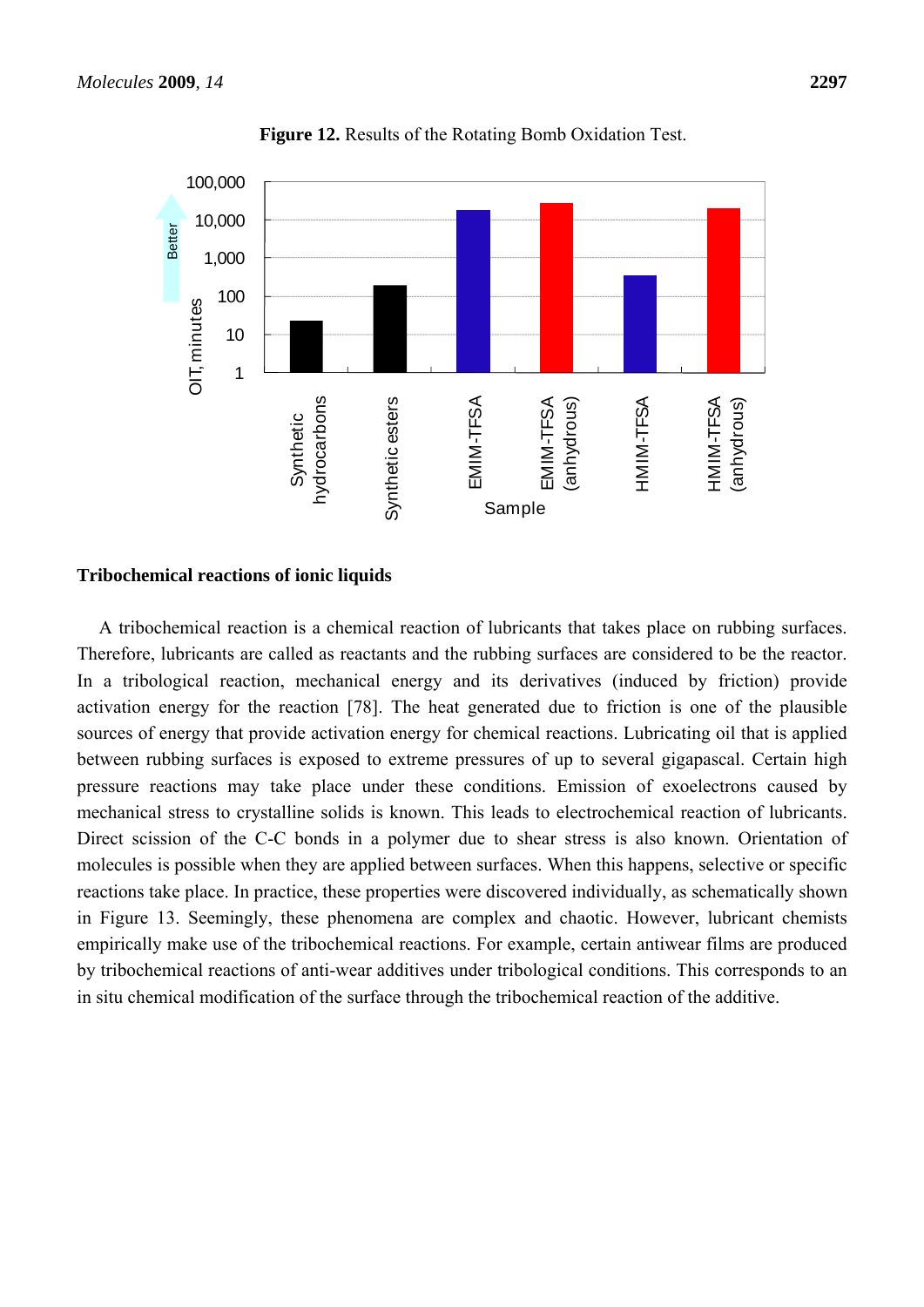**Figure 12.** Results of the Rotating Bomb Oxidation Test.

### Tribochemical reactions of ionic liquids

A tribochemical reaction is a chemical reaction of lubricants that takes place on rubbing surfaces. Therefore, lubricants are called as reactants and the rubbing surfaces are considered to be the reactor. In a tribological reaction, mechanical energy and its derivatives (induced by friction) provide activation energy for the reaction [78]. The heat generated due to friction is one of the plausible sources of energy that provide activation energy for chemical reactions. Lubricating oil that is applied between rubbing surfaces is exposed to extreme pressures of up to several gigapascal. Certain high pressure reactions may take place under these conditions. Emission of exoelectrons caused by mechanical stress to crystalline solids is known. This leads to electrochemical reaction of lubricants. Direct scission of the C-C bonds in a polymer due to shear stress is also known. Orientation of molecules is possible when they are applied between surfaces. When this happens, selective or specific reactions take place. In practice, these properties were discovered individually, as schematically shown in Figure 13. Seemingly, these phenomena are complex and chaotic. However, lubricant chemists empirically make use of the tribochemical reactions. For example, certain antiwear films are produced by tribochemical reactions of anti-wear additives under tribological conditions. This corresponds to an in situ chemical modification of the surface through the tribochemical reaction of the additive.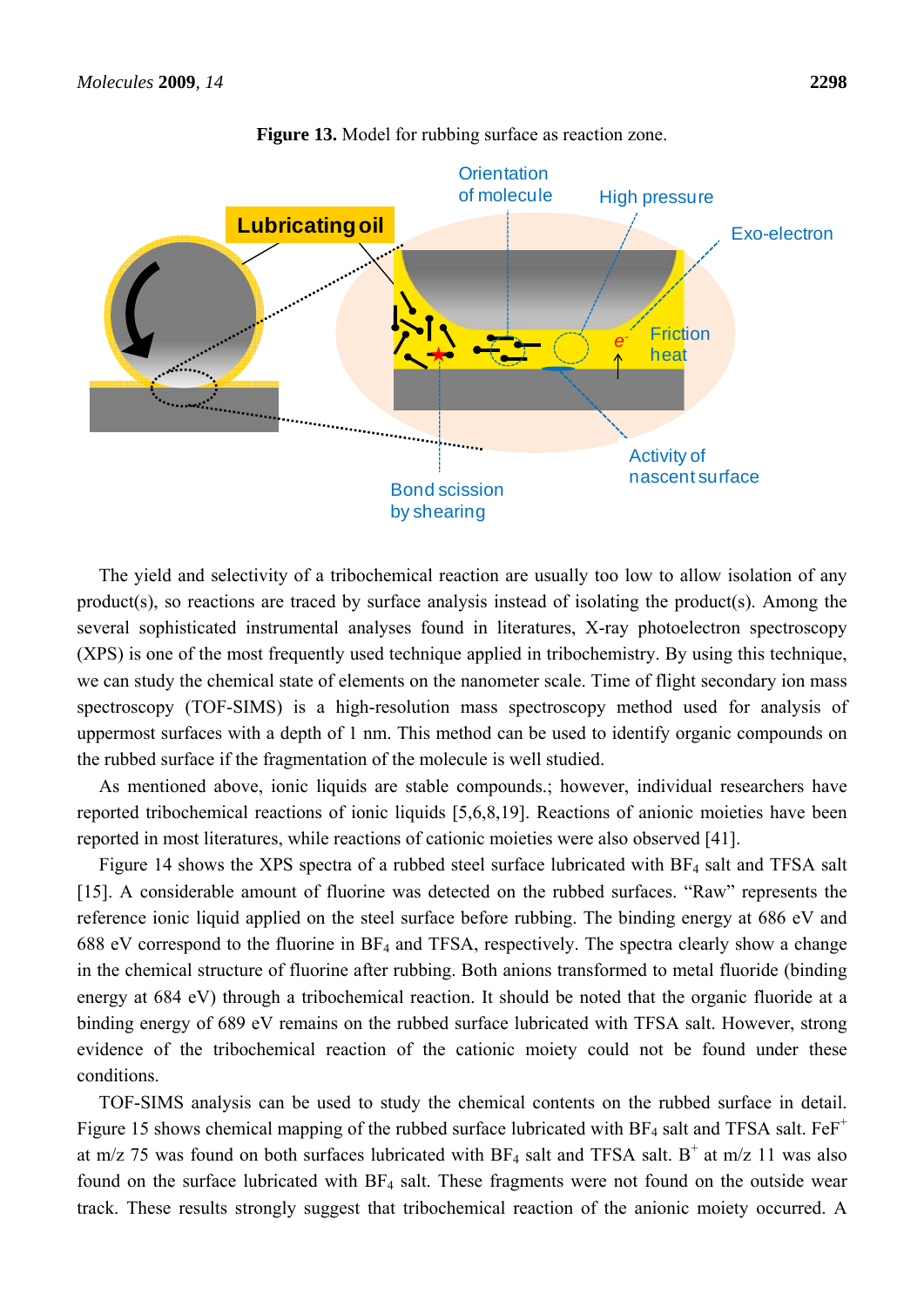**Figure 13.** Model for rubbing surface as reaction zone.

The yield and selectivity of a tribochemical reaction are usually too low to allow isolation of any product(s), so reactions are traced by surface analysis instead of isolating the product(s). Among the several sophisticated instrumental analyses found in literatures, X-ray photoelectron spectroscopy (XPS) is one of the most frequently used technique applied in tribochemistry. By using this technique, we can study the chemical state of elements on the nanometer scale. Time of flight secondary ion mass spectroscopy (TOF-SIMS) is a high-resolution mass spectroscopy method used for analysis of uppermost surfaces with a depth of 1 nm. This method can be used to identify organic compounds on the rubbed surface if the fragmentation of the molecule is well studied.

As mentioned above, ionic liquids are stable compounds.; however, individual researchers have reported tribochemical reactions of ionic liquids [5,6,8,19]. Reactions of anionic moieties have been reported in most literatures, while reactions of cationic moieties were also observed [41].

Figure 14 shows the XPS spectra of a rubbed steel surface lubricated with $BF_4$ salt and TFSA salt [15]. A considerable amount of fluorine was detected on the rubbed surfaces. "Raw" represents the reference ionic liquid applied on the steel surface before rubbing. The binding energy at 686 eV and 688 eV correspond to the fluorine in $BF_4$ and TFSA, respectively. The spectra clearly show a change in the chemical structure of fluorine after rubbing. Both anions transformed to metal fluoride (binding energy at 684 eV) through a tribochemical reaction. It should be noted that the organic fluoride at a binding energy of 689 eV remains on the rubbed surface lubricated with TFSA salt. However, strong evidence of the tribochemical reaction of the cationic moiety could not be found under these conditions.

TOF-SIMS analysis can be used to study the chemical contents on the rubbed surface in detail. Figure 15 shows chemical mapping of the rubbed surface lubricated with $BF_4$ salt and TFSA salt. $FeF^+$ at m/z 75 was found on both surfaces lubricated with $BF_4$ salt and TFSA salt. $B^+$ at m/z 11 was also found on the surface lubricated with $BF_4$ salt. These fragments were not found on the outside wear track. These results strongly suggest that tribochemical reaction of the anionic moiety occurred. A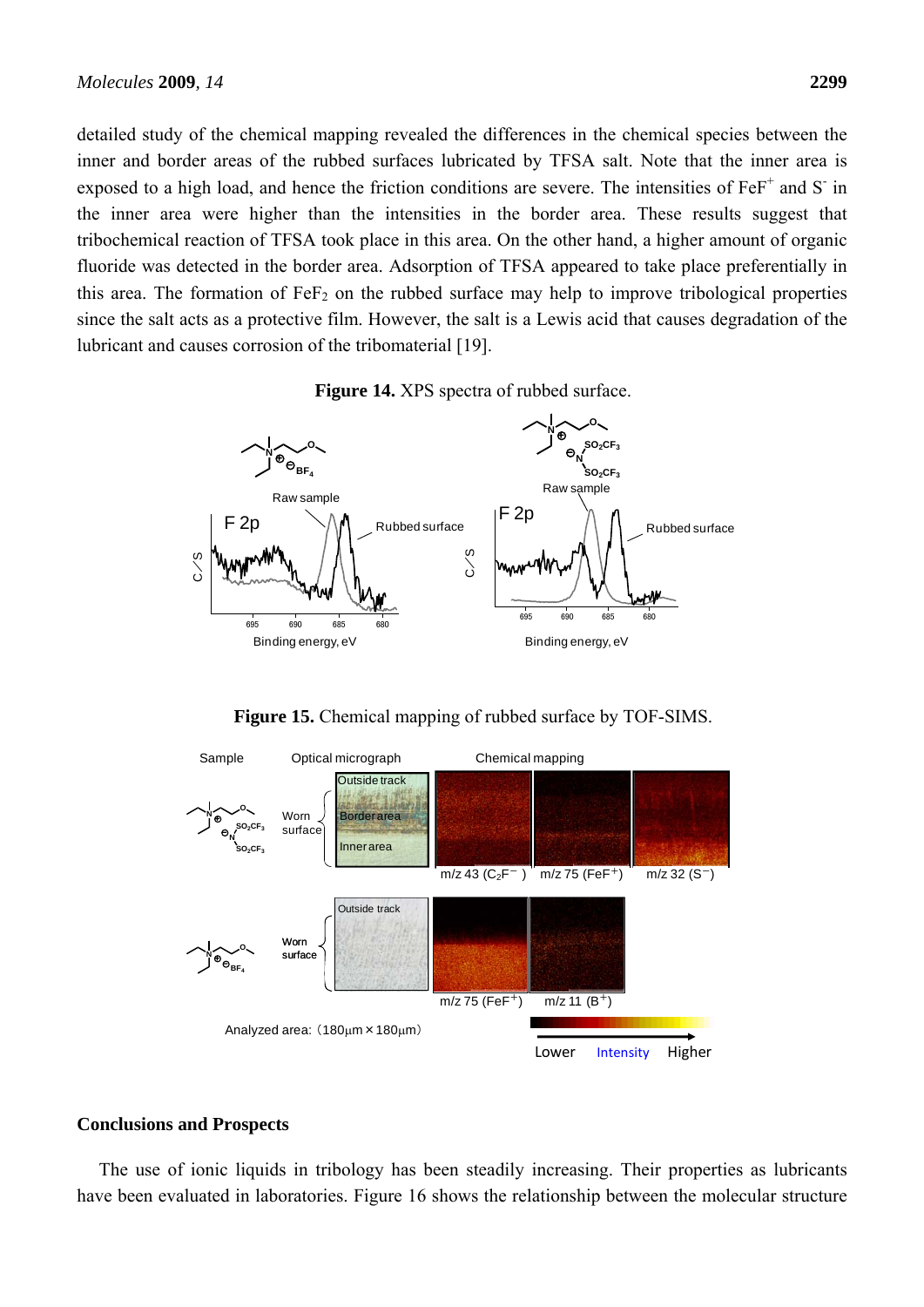detailed study of the chemical mapping revealed the differences in the chemical species between the inner and border areas of the rubbed surfaces lubricated by TFSA salt. Note that the inner area is exposed to a high load, and hence the friction conditions are severe. The intensities of $FeF^+$ and $S^-$ in the inner area were higher than the intensities in the border area. These results suggest that tribochemical reaction of TFSA took place in this area. On the other hand, a higher amount of organic fluoride was detected in the border area. Adsorption of TFSA appeared to take place preferentially in this area. The formation of $FeF_2$ on the rubbed surface may help to improve tribological properties since the salt acts as a protective film. However, the salt is a Lewis acid that causes degradation of the lubricant and causes corrosion of the tribomaterial [19].

**Figure 14.** XPS spectra of rubbed surface.

**Figure 15.** Chemical mapping of rubbed surface by TOF-SIMS.

## Conclusions and Prospects

The use of ionic liquids in tribology has been steadily increasing. Their properties as lubricants have been evaluated in laboratories. Figure 16 shows the relationship between the molecular structure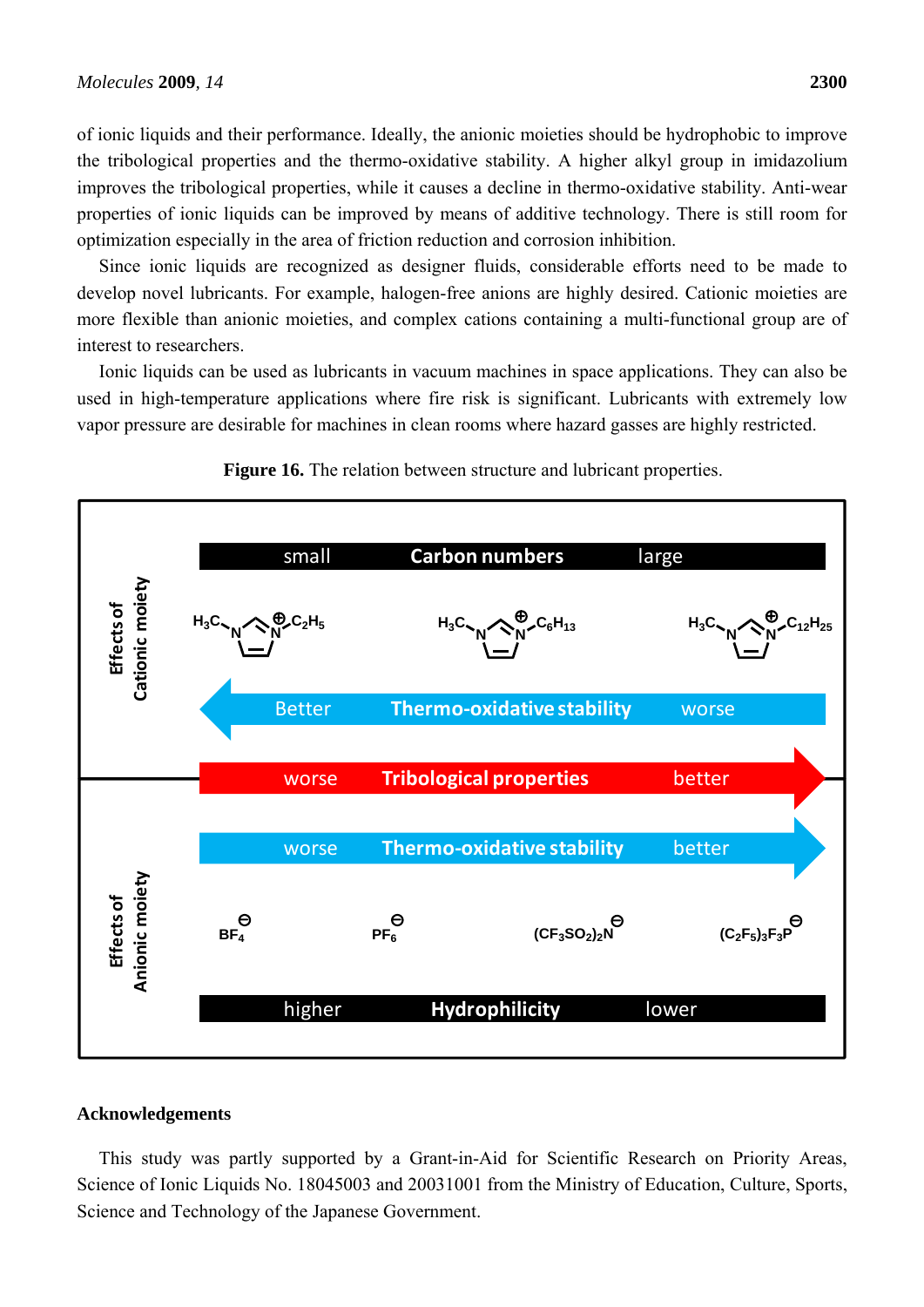of ionic liquids and their performance. Ideally, the anionic moieties should be hydrophobic to improve the tribological properties and the thermo-oxidative stability. A higher alkyl group in imidazolium improves the tribological properties, while it causes a decline in thermo-oxidative stability. Anti-wear properties of ionic liquids can be improved by means of additive technology. There is still room for optimization especially in the area of friction reduction and corrosion inhibition.

Since ionic liquids are recognized as designer fluids, considerable efforts need to be made to develop novel lubricants. For example, halogen-free anions are highly desired. Cationic moieties are more flexible than anionic moieties, and complex cations containing a multi-functional group are of interest to researchers.

Ionic liquids can be used as lubricants in vacuum machines in space applications. They can also be used in high-temperature applications where fire risk is significant. Lubricants with extremely low vapor pressure are desirable for machines in clean rooms where hazard gasses are highly restricted.

**Figure 16.** The relation between structure and lubricant properties.

## Acknowledgements

This study was partly supported by a Grant-in-Aid for Scientific Research on Priority Areas, Science of Ionic Liquids No. 18045003 and 20031001 from the Ministry of Education, Culture, Sports, Science and Technology of the Japanese Government.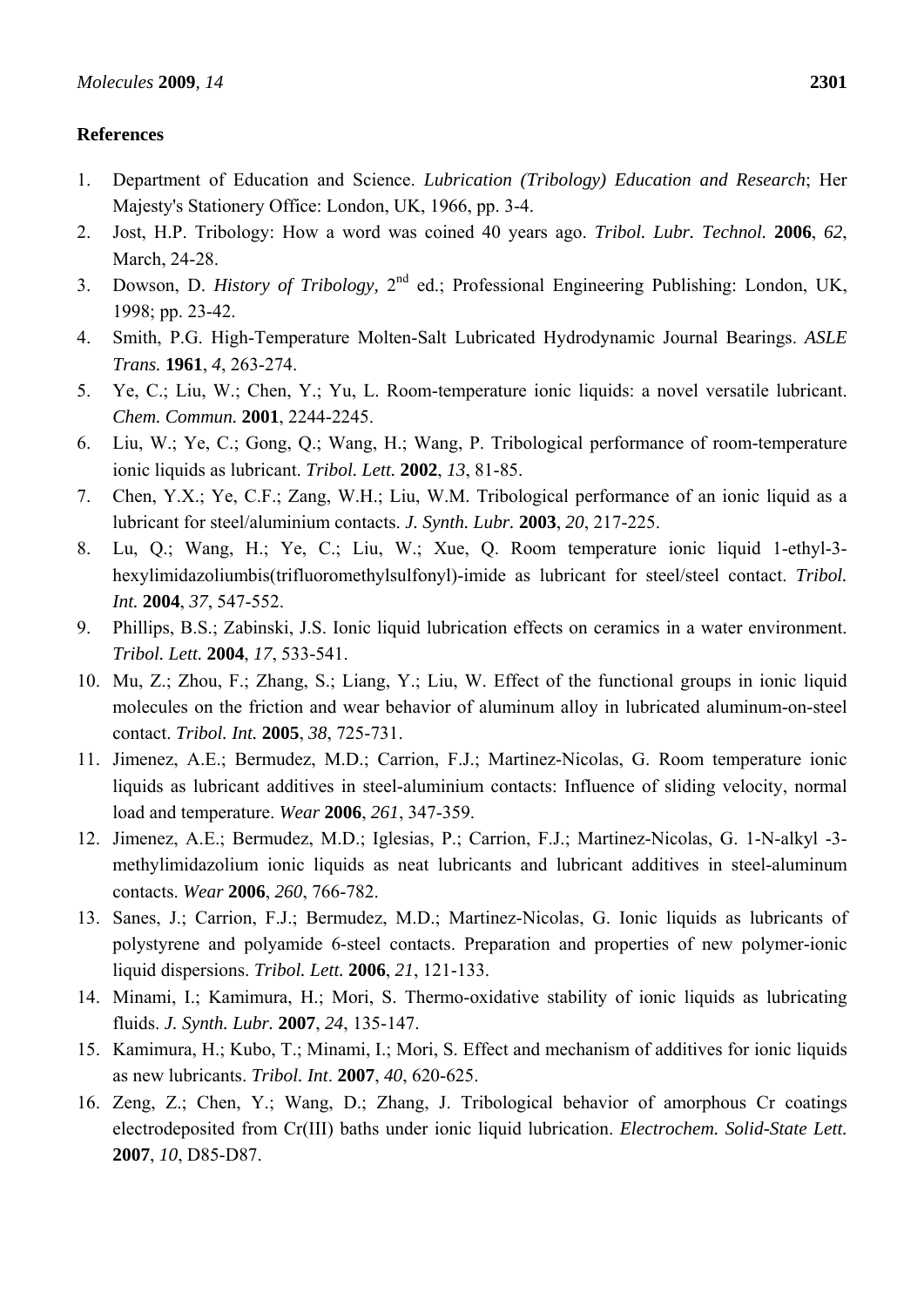**References**

1. Department of Education and Science. *Lubrication (Tribology) Education and Research*; Her Majesty's Stationery Office: London, UK, 1966, pp. 3-4.
2. Jost, H.P. Tribology: How a word was coined 40 years ago. *Tribol. Lubr. Technol.* **2006**, *62*, March, 24-28.
3. Dowson, D. *History of Tribology,* 2nd ed.; Professional Engineering Publishing: London, UK, 1998; pp. 23-42.
4. Smith, P.G. High-Temperature Molten-Salt Lubricated Hydrodynamic Journal Bearings. *ASLE Trans.* **1961**, *4*, 263-274.
5. Ye, C.; Liu, W.; Chen, Y.; Yu, L. Room-temperature ionic liquids: a novel versatile lubricant. *Chem. Commun.* **2001**, 2244-2245.
6. Liu, W.; Ye, C.; Gong, Q.; Wang, H.; Wang, P. Tribological performance of room-temperature ionic liquids as lubricant. *Tribol. Lett.* **2002**, *13*, 81-85.
7. Chen, Y.X.; Ye, C.F.; Zang, W.H.; Liu, W.M. Tribological performance of an ionic liquid as a lubricant for steel/aluminium contacts. *J. Synth. Lubr.* **2003**, *20*, 217-225.
8. Lu, Q.; Wang, H.; Ye, C.; Liu, W.; Xue, Q. Room temperature ionic liquid 1-ethyl-3-hexylimidazoliumbis(trifluoromethylsulfonyl)-imide as lubricant for steel/steel contact. *Tribol. Int.* **2004**, *37*, 547-552.
9. Phillips, B.S.; Zabinski, J.S. Ionic liquid lubrication effects on ceramics in a water environment. *Tribol. Lett.* **2004**, *17*, 533-541.
10. Mu, Z.; Zhou, F.; Zhang, S.; Liang, Y.; Liu, W. Effect of the functional groups in ionic liquid molecules on the friction and wear behavior of aluminum alloy in lubricated aluminum-on-steel contact. *Tribol. Int.* **2005**, *38*, 725-731.
11. Jimenez, A.E.; Bermudez, M.D.; Carrion, F.J.; Martinez-Nicolas, G. Room temperature ionic liquids as lubricant additives in steel-aluminium contacts: Influence of sliding velocity, normal load and temperature. *Wear* **2006**, *261*, 347-359.
12. Jimenez, A.E.; Bermudez, M.D.; Iglesias, P.; Carrion, F.J.; Martinez-Nicolas, G. 1-N-alkyl -3-methylimidazolium ionic liquids as neat lubricants and lubricant additives in steel-aluminum contacts. *Wear* **2006**, *260*, 766-782.
13. Sanes, J.; Carrion, F.J.; Bermudez, M.D.; Martinez-Nicolas, G. Ionic liquids as lubricants of polystyrene and polyamide 6-steel contacts. Preparation and properties of new polymer-ionic liquid dispersions. *Tribol. Lett.* **2006**, *21*, 121-133.
14. Minami, I.; Kamimura, H.; Mori, S. Thermo-oxidative stability of ionic liquids as lubricating fluids. *J. Synth. Lubr.* **2007**, *24*, 135-147.
15. Kamimura, H.; Kubo, T.; Minami, I.; Mori, S. Effect and mechanism of additives for ionic liquids as new lubricants. *Tribol. Int*. **2007**, *40*, 620-625.
16. Zeng, Z.; Chen, Y.; Wang, D.; Zhang, J. Tribological behavior of amorphous Cr coatings electrodeposited from Cr(III) baths under ionic liquid lubrication. *Electrochem. Solid-State Lett.* **2007**, *10*, D85-D87.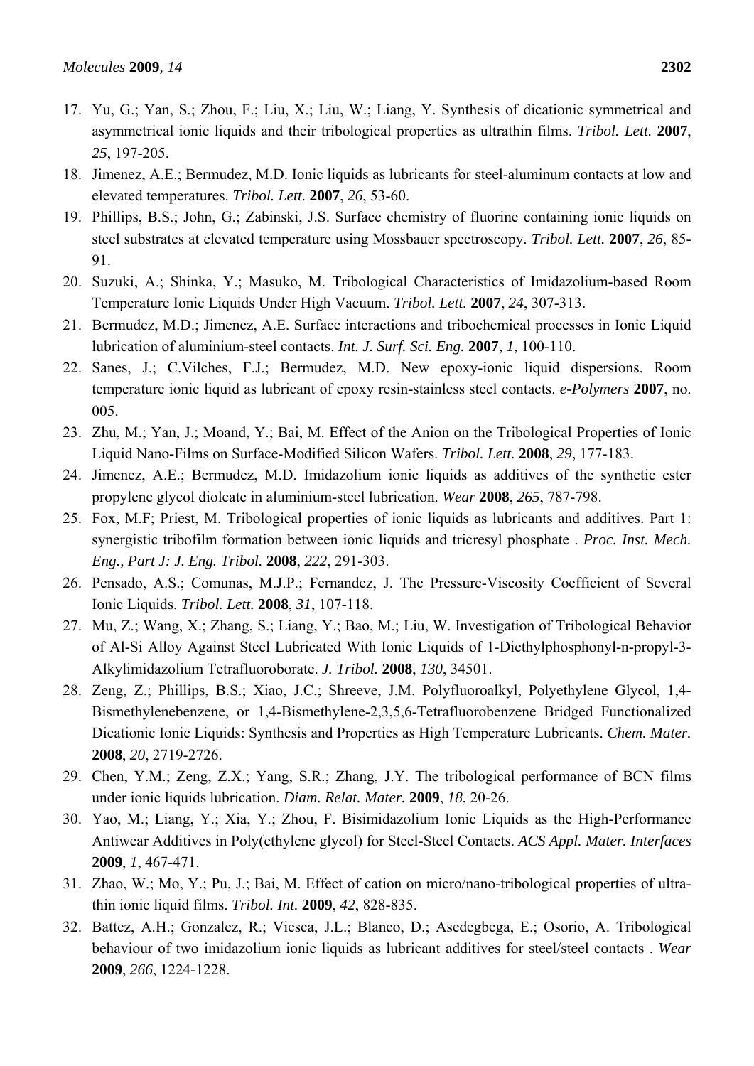17. Yu, G.; Yan, S.; Zhou, F.; Liu, X.; Liu, W.; Liang, Y. Synthesis of dicationic symmetrical and asymmetrical ionic liquids and their tribological properties as ultrathin films. *Tribol. Lett.* **2007**, *25*, 197-205.
18. Jimenez, A.E.; Bermudez, M.D. Ionic liquids as lubricants for steel-aluminum contacts at low and elevated temperatures. *Tribol. Lett.* **2007**, *26*, 53-60.
19. Phillips, B.S.; John, G.; Zabinski, J.S. Surface chemistry of fluorine containing ionic liquids on steel substrates at elevated temperature using Mossbauer spectroscopy. *Tribol. Lett.* **2007**, *26*, 85-91.
20. Suzuki, A.; Shinka, Y.; Masuko, M. Tribological Characteristics of Imidazolium-based Room Temperature Ionic Liquids Under High Vacuum. *Tribol. Lett.* **2007**, *24*, 307-313.
21. Bermudez, M.D.; Jimenez, A.E. Surface interactions and tribochemical processes in Ionic Liquid lubrication of aluminium-steel contacts. *Int. J. Surf. Sci. Eng.* **2007**, *1*, 100-110.
22. Sanes, J.; C.Vilches, F.J.; Bermudez, M.D. New epoxy-ionic liquid dispersions. Room temperature ionic liquid as lubricant of epoxy resin-stainless steel contacts. *e-Polymers* **2007**, no. 005.
23. Zhu, M.; Yan, J.; Moand, Y.; Bai, M. Effect of the Anion on the Tribological Properties of Ionic Liquid Nano-Films on Surface-Modified Silicon Wafers. *Tribol. Lett.* **2008**, *29*, 177-183.
24. Jimenez, A.E.; Bermudez, M.D. Imidazolium ionic liquids as additives of the synthetic ester propylene glycol dioleate in aluminium-steel lubrication. *Wear* **2008**, *265*, 787-798.
25. Fox, M.F; Priest, M. Tribological properties of ionic liquids as lubricants and additives. Part 1: synergistic tribofilm formation between ionic liquids and tricresyl phosphate . *Proc. Inst. Mech. Eng., Part J: J. Eng. Tribol.* **2008**, *222*, 291-303.
26. Pensado, A.S.; Comunas, M.J.P.; Fernandez, J. The Pressure-Viscosity Coefficient of Several Ionic Liquids. *Tribol. Lett.* **2008**, *31*, 107-118.
27. Mu, Z.; Wang, X.; Zhang, S.; Liang, Y.; Bao, M.; Liu, W. Investigation of Tribological Behavior of Al-Si Alloy Against Steel Lubricated With Ionic Liquids of 1-Diethylphosphonyl-n-propyl-3-Alkylimidazolium Tetrafluoroborate. *J. Tribol.* **2008**, *130*, 34501.
28. Zeng, Z.; Phillips, B.S.; Xiao, J.C.; Shreeve, J.M. Polyfluoroalkyl, Polyethylene Glycol, 1,4-Bismethylenebenzene, or 1,4-Bismethylene-2,3,5,6-Tetrafluorobenzene Bridged Functionalized Dicationic Ionic Liquids: Synthesis and Properties as High Temperature Lubricants. *Chem. Mater.* **2008**, *20*, 2719-2726.
29. Chen, Y.M.; Zeng, Z.X.; Yang, S.R.; Zhang, J.Y. The tribological performance of BCN films under ionic liquids lubrication. *Diam. Relat. Mater.* **2009**, *18*, 20-26.
30. Yao, M.; Liang, Y.; Xia, Y.; Zhou, F. Bisimidazolium Ionic Liquids as the High-Performance Antiwear Additives in Poly(ethylene glycol) for Steel-Steel Contacts. *ACS Appl. Mater. Interfaces* **2009**, *1*, 467-471.
31. Zhao, W.; Mo, Y.; Pu, J.; Bai, M. Effect of cation on micro/nano-tribological properties of ultra-thin ionic liquid films. *Tribol. Int.* **2009**, *42*, 828-835.
32. Battez, A.H.; Gonzalez, R.; Viesca, J.L.; Blanco, D.; Asedegbega, E.; Osorio, A. Tribological behaviour of two imidazolium ionic liquids as lubricant additives for steel/steel contacts . *Wear* **2009**, *266*, 1224-1228.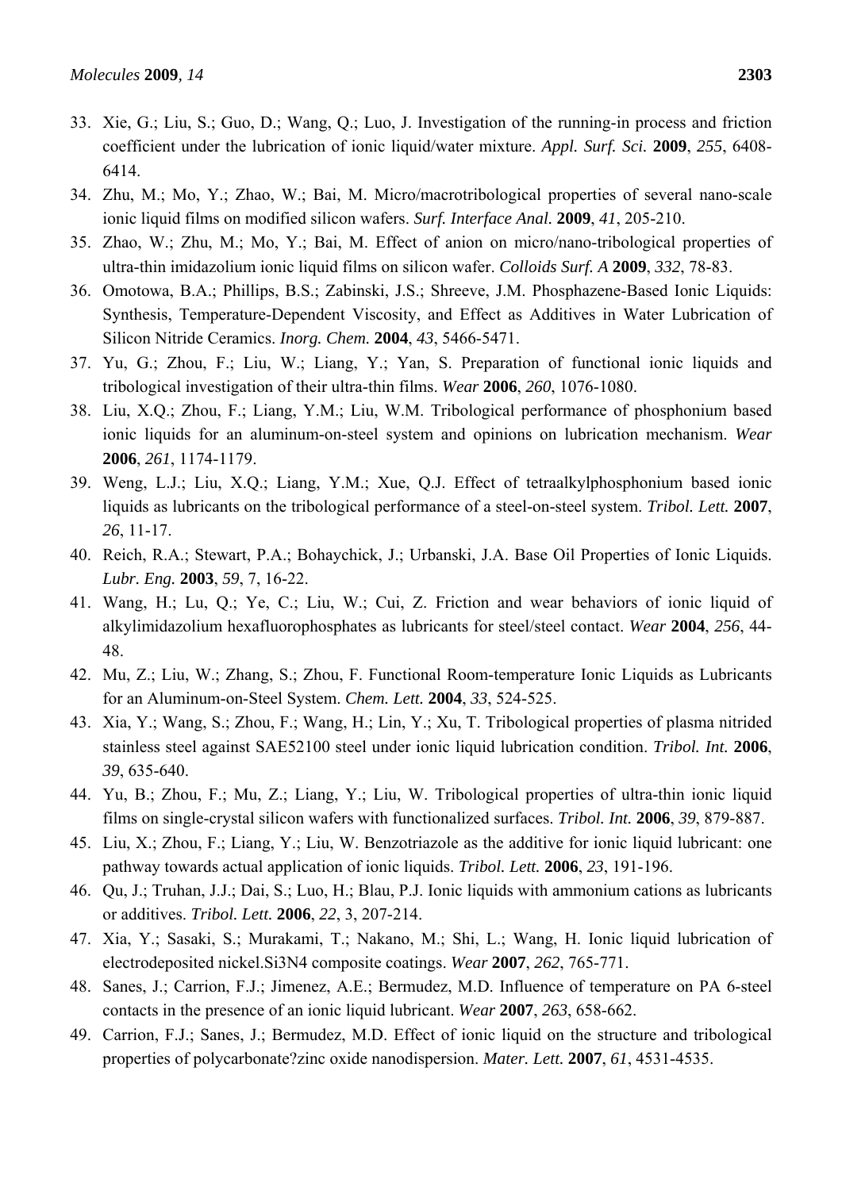33. Xie, G.; Liu, S.; Guo, D.; Wang, Q.; Luo, J. Investigation of the running-in process and friction coefficient under the lubrication of ionic liquid/water mixture. *Appl. Surf. Sci.* **2009**, *255*, 6408-6414.
34. Zhu, M.; Mo, Y.; Zhao, W.; Bai, M. Micro/macrotribological properties of several nano-scale ionic liquid films on modified silicon wafers. *Surf. Interface Anal.* **2009**, *41*, 205-210.
35. Zhao, W.; Zhu, M.; Mo, Y.; Bai, M. Effect of anion on micro/nano-tribological properties of ultra-thin imidazolium ionic liquid films on silicon wafer. *Colloids Surf. A* **2009**, *332*, 78-83.
36. Omotowa, B.A.; Phillips, B.S.; Zabinski, J.S.; Shreeve, J.M. Phosphazene-Based Ionic Liquids: Synthesis, Temperature-Dependent Viscosity, and Effect as Additives in Water Lubrication of Silicon Nitride Ceramics. *Inorg. Chem.* **2004**, *43*, 5466-5471.
37. Yu, G.; Zhou, F.; Liu, W.; Liang, Y.; Yan, S. Preparation of functional ionic liquids and tribological investigation of their ultra-thin films. *Wear* **2006**, *260*, 1076-1080.
38. Liu, X.Q.; Zhou, F.; Liang, Y.M.; Liu, W.M. Tribological performance of phosphonium based ionic liquids for an aluminum-on-steel system and opinions on lubrication mechanism. *Wear* **2006**, *261*, 1174-1179.
39. Weng, L.J.; Liu, X.Q.; Liang, Y.M.; Xue, Q.J. Effect of tetraalkylphosphonium based ionic liquids as lubricants on the tribological performance of a steel-on-steel system. *Tribol. Lett.* **2007**, *26*, 11-17.
40. Reich, R.A.; Stewart, P.A.; Bohaychick, J.; Urbanski, J.A. Base Oil Properties of Ionic Liquids. *Lubr. Eng.* **2003**, *59*, 7, 16-22.
41. Wang, H.; Lu, Q.; Ye, C.; Liu, W.; Cui, Z. Friction and wear behaviors of ionic liquid of alkylimidazolium hexafluorophosphates as lubricants for steel/steel contact. *Wear* **2004**, *256*, 44-48.
42. Mu, Z.; Liu, W.; Zhang, S.; Zhou, F. Functional Room-temperature Ionic Liquids as Lubricants for an Aluminum-on-Steel System. *Chem. Lett.* **2004**, *33*, 524-525.
43. Xia, Y.; Wang, S.; Zhou, F.; Wang, H.; Lin, Y.; Xu, T. Tribological properties of plasma nitrided stainless steel against SAE52100 steel under ionic liquid lubrication condition. *Tribol. Int.* **2006**, *39*, 635-640.
44. Yu, B.; Zhou, F.; Mu, Z.; Liang, Y.; Liu, W. Tribological properties of ultra-thin ionic liquid films on single-crystal silicon wafers with functionalized surfaces. *Tribol. Int.* **2006**, *39*, 879-887.
45. Liu, X.; Zhou, F.; Liang, Y.; Liu, W. Benzotriazole as the additive for ionic liquid lubricant: one pathway towards actual application of ionic liquids. *Tribol. Lett.* **2006**, *23*, 191-196.
46. Qu, J.; Truhan, J.J.; Dai, S.; Luo, H.; Blau, P.J. Ionic liquids with ammonium cations as lubricants or additives. *Tribol. Lett.* **2006**, *22*, 3, 207-214.
47. Xia, Y.; Sasaki, S.; Murakami, T.; Nakano, M.; Shi, L.; Wang, H. Ionic liquid lubrication of electrodeposited nickel.Si3N4 composite coatings. *Wear* **2007**, *262*, 765-771.
48. Sanes, J.; Carrion, F.J.; Jimenez, A.E.; Bermudez, M.D. Influence of temperature on PA 6-steel contacts in the presence of an ionic liquid lubricant. *Wear* **2007**, *263*, 658-662.
49. Carrion, F.J.; Sanes, J.; Bermudez, M.D. Effect of ionic liquid on the structure and tribological properties of polycarbonate?zinc oxide nanodispersion. *Mater. Lett.* **2007**, *61*, 4531-4535.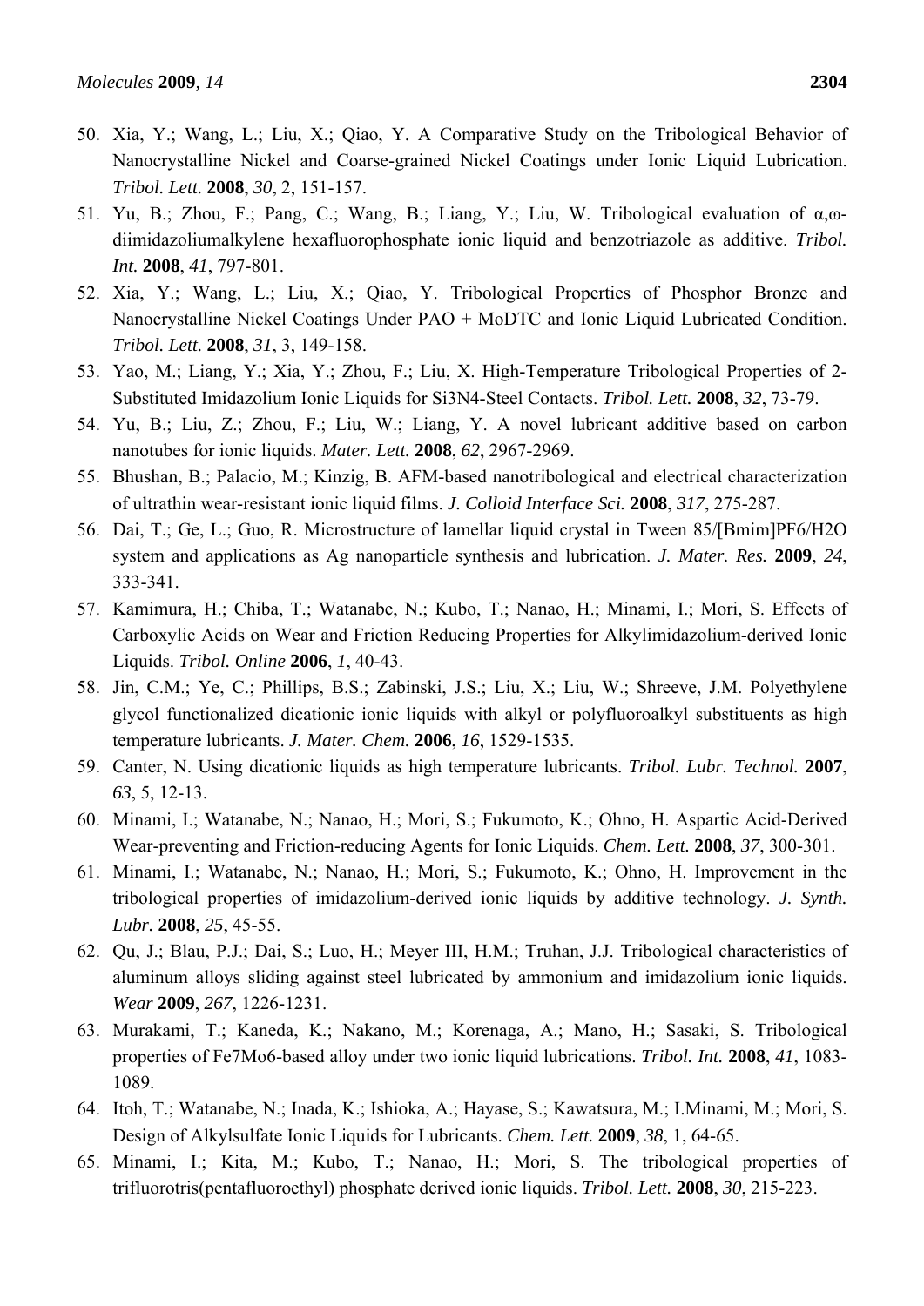50. Xia, Y.; Wang, L.; Liu, X.; Qiao, Y. A Comparative Study on the Tribological Behavior of Nanocrystalline Nickel and Coarse-grained Nickel Coatings under Ionic Liquid Lubrication. *Tribol. Lett.* **2008**, *30*, 2, 151-157.
51. Yu, B.; Zhou, F.; Pang, C.; Wang, B.; Liang, Y.; Liu, W. Tribological evaluation of α,ω-diimidazoliumalkylene hexafluorophosphate ionic liquid and benzotriazole as additive. *Tribol. Int.* **2008**, *41*, 797-801.
52. Xia, Y.; Wang, L.; Liu, X.; Qiao, Y. Tribological Properties of Phosphor Bronze and Nanocrystalline Nickel Coatings Under PAO + MoDTC and Ionic Liquid Lubricated Condition. *Tribol. Lett.* **2008**, *31*, 3, 149-158.
53. Yao, M.; Liang, Y.; Xia, Y.; Zhou, F.; Liu, X. High-Temperature Tribological Properties of 2-Substituted Imidazolium Ionic Liquids for Si3N4-Steel Contacts. *Tribol. Lett.* **2008**, *32*, 73-79.
54. Yu, B.; Liu, Z.; Zhou, F.; Liu, W.; Liang, Y. A novel lubricant additive based on carbon nanotubes for ionic liquids. *Mater. Lett.* **2008**, *62*, 2967-2969.
55. Bhushan, B.; Palacio, M.; Kinzig, B. AFM-based nanotribological and electrical characterization of ultrathin wear-resistant ionic liquid films. *J. Colloid Interface Sci.* **2008**, *317*, 275-287.
56. Dai, T.; Ge, L.; Guo, R. Microstructure of lamellar liquid crystal in Tween 85/[Bmim]PF6/H2O system and applications as Ag nanoparticle synthesis and lubrication. *J. Mater. Res.* **2009**, *24*, 333-341.
57. Kamimura, H.; Chiba, T.; Watanabe, N.; Kubo, T.; Nanao, H.; Minami, I.; Mori, S. Effects of Carboxylic Acids on Wear and Friction Reducing Properties for Alkylimidazolium-derived Ionic Liquids. *Tribol. Online* **2006**, *1*, 40-43.
58. Jin, C.M.; Ye, C.; Phillips, B.S.; Zabinski, J.S.; Liu, X.; Liu, W.; Shreeve, J.M. Polyethylene glycol functionalized dicationic ionic liquids with alkyl or polyfluoroalkyl substituents as high temperature lubricants. *J. Mater. Chem.* **2006**, *16*, 1529-1535.
59. Canter, N. Using dicationic liquids as high temperature lubricants. *Tribol. Lubr. Technol.* **2007**, *63*, 5, 12-13.
60. Minami, I.; Watanabe, N.; Nanao, H.; Mori, S.; Fukumoto, K.; Ohno, H. Aspartic Acid-Derived Wear-preventing and Friction-reducing Agents for Ionic Liquids. *Chem. Lett.* **2008**, *37*, 300-301.
61. Minami, I.; Watanabe, N.; Nanao, H.; Mori, S.; Fukumoto, K.; Ohno, H. Improvement in the tribological properties of imidazolium-derived ionic liquids by additive technology. *J. Synth. Lubr.* **2008**, *25*, 45-55.
62. Qu, J.; Blau, P.J.; Dai, S.; Luo, H.; Meyer III, H.M.; Truhan, J.J. Tribological characteristics of aluminum alloys sliding against steel lubricated by ammonium and imidazolium ionic liquids. *Wear* **2009**, *267*, 1226-1231.
63. Murakami, T.; Kaneda, K.; Nakano, M.; Korenaga, A.; Mano, H.; Sasaki, S. Tribological properties of Fe7Mo6-based alloy under two ionic liquid lubrications. *Tribol. Int.* **2008**, *41*, 1083-1089.
64. Itoh, T.; Watanabe, N.; Inada, K.; Ishioka, A.; Hayase, S.; Kawatsura, M.; I.Minami, M.; Mori, S. Design of Alkylsulfate Ionic Liquids for Lubricants. *Chem. Lett.* **2009**, *38*, 1, 64-65.
65. Minami, I.; Kita, M.; Kubo, T.; Nanao, H.; Mori, S. The tribological properties of trifluorotris(pentafluoroethyl) phosphate derived ionic liquids. *Tribol. Lett.* **2008**, *30*, 215-223.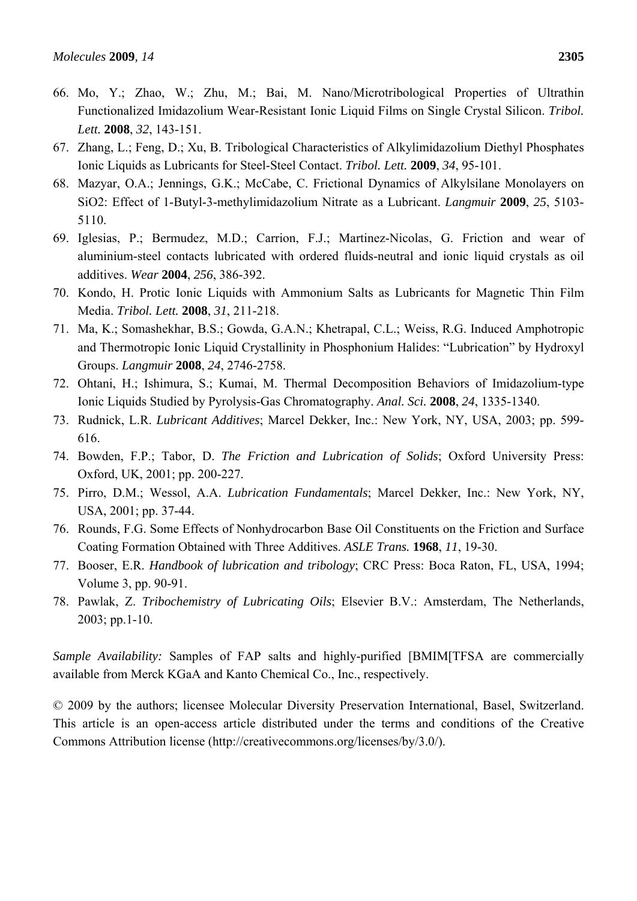66. Mo, Y.; Zhao, W.; Zhu, M.; Bai, M. Nano/Microtribological Properties of Ultrathin Functionalized Imidazolium Wear-Resistant Ionic Liquid Films on Single Crystal Silicon. *Tribol. Lett.* **2008**, *32*, 143-151.
67. Zhang, L.; Feng, D.; Xu, B. Tribological Characteristics of Alkylimidazolium Diethyl Phosphates Ionic Liquids as Lubricants for Steel-Steel Contact. *Tribol. Lett.* **2009**, *34*, 95-101.
68. Mazyar, O.A.; Jennings, G.K.; McCabe, C. Frictional Dynamics of Alkylsilane Monolayers on SiO2: Effect of 1-Butyl-3-methylimidazolium Nitrate as a Lubricant. *Langmuir* **2009**, *25*, 5103-5110.
69. Iglesias, P.; Bermudez, M.D.; Carrion, F.J.; Martinez-Nicolas, G. Friction and wear of aluminium-steel contacts lubricated with ordered fluids-neutral and ionic liquid crystals as oil additives. *Wear* **2004**, *256*, 386-392.
70. Kondo, H. Protic Ionic Liquids with Ammonium Salts as Lubricants for Magnetic Thin Film Media. *Tribol. Lett.* **2008**, *31*, 211-218.
71. Ma, K.; Somashekhar, B.S.; Gowda, G.A.N.; Khetrapal, C.L.; Weiss, R.G. Induced Amphotropic and Thermotropic Ionic Liquid Crystallinity in Phosphonium Halides: "Lubrication" by Hydroxyl Groups. *Langmuir* **2008**, *24*, 2746-2758.
72. Ohtani, H.; Ishimura, S.; Kumai, M. Thermal Decomposition Behaviors of Imidazolium-type Ionic Liquids Studied by Pyrolysis-Gas Chromatography. *Anal. Sci.* **2008**, *24*, 1335-1340.
73. Rudnick, L.R. *Lubricant Additives*; Marcel Dekker, Inc.: New York, NY, USA, 2003; pp. 599-616.
74. Bowden, F.P.; Tabor, D. *The Friction and Lubrication of Solids*; Oxford University Press: Oxford, UK, 2001; pp. 200-227.
75. Pirro, D.M.; Wessol, A.A. *Lubrication Fundamentals*; Marcel Dekker, Inc.: New York, NY, USA, 2001; pp. 37-44.
76. Rounds, F.G. Some Effects of Nonhydrocarbon Base Oil Constituents on the Friction and Surface Coating Formation Obtained with Three Additives. *ASLE Trans.* **1968**, *11*, 19-30.
77. Booser, E.R. *Handbook of lubrication and tribology*; CRC Press: Boca Raton, FL, USA, 1994; Volume 3, pp. 90-91.
78. Pawlak, Z. *Tribochemistry of Lubricating Oils*; Elsevier B.V.: Amsterdam, The Netherlands, 2003; pp.1-10.

*Sample Availability:* Samples of FAP salts and highly-purified [BMIM[TFSA are commercially available from Merck KGaA and Kanto Chemical Co., Inc., respectively.

© 2009 by the authors; licensee Molecular Diversity Preservation International, Basel, Switzerland. This article is an open-access article distributed under the terms and conditions of the Creative Commons Attribution license (http://creativecommons.org/licenses/by/3.0/).